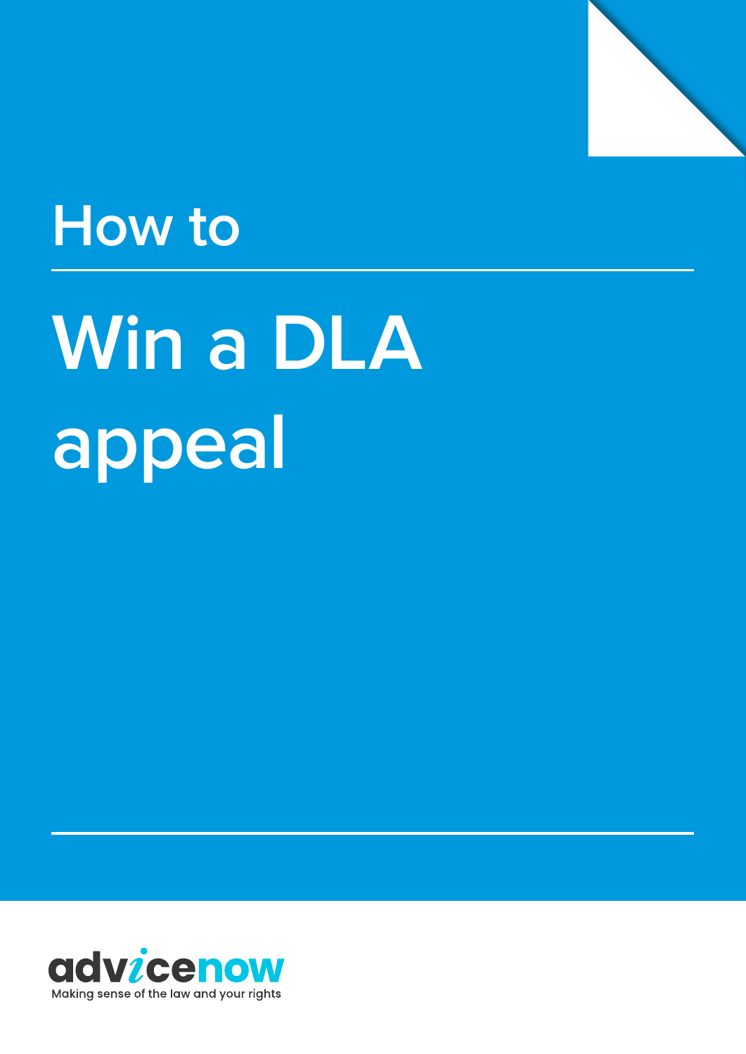How to

# Win a DLA appeal

advicenow

Making sense of the law and your rights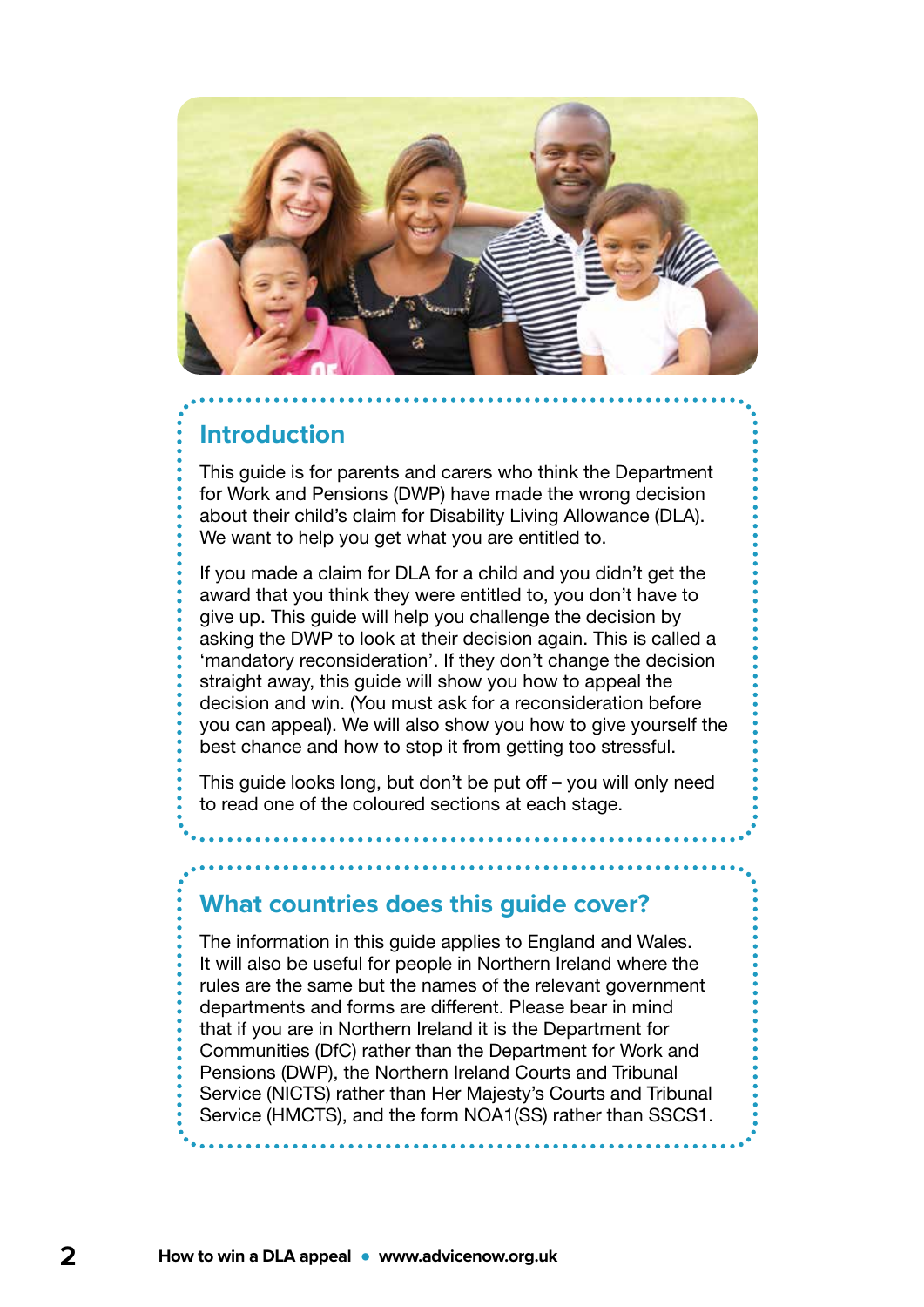## Introduction

This guide is for parents and carers who think the Department for Work and Pensions (DWP) have made the wrong decision about their child's claim for Disability Living Allowance (DLA). We want to help you get what you are entitled to.

If you made a claim for DLA for a child and you didn't get the award that you think they were entitled to, you don't have to give up. This guide will help you challenge the decision by asking the DWP to look at their decision again. This is called a 'mandatory reconsideration'. If they don't change the decision straight away, this guide will show you how to appeal the decision and win. (You must ask for a reconsideration before you can appeal). We will also show you how to give yourself the best chance and how to stop it from getting too stressful.

This guide looks long, but don't be put off – you will only need to read one of the coloured sections at each stage.

## What countries does this guide cover?

The information in this guide applies to England and Wales. It will also be useful for people in Northern Ireland where the rules are the same but the names of the relevant government departments and forms are different. Please bear in mind that if you are in Northern Ireland it is the Department for Communities (DfC) rather than the Department for Work and Pensions (DWP), the Northern Ireland Courts and Tribunal Service (NICTS) rather than Her Majesty's Courts and Tribunal Service (HMCTS), and the form NOA1(SS) rather than SSCS1.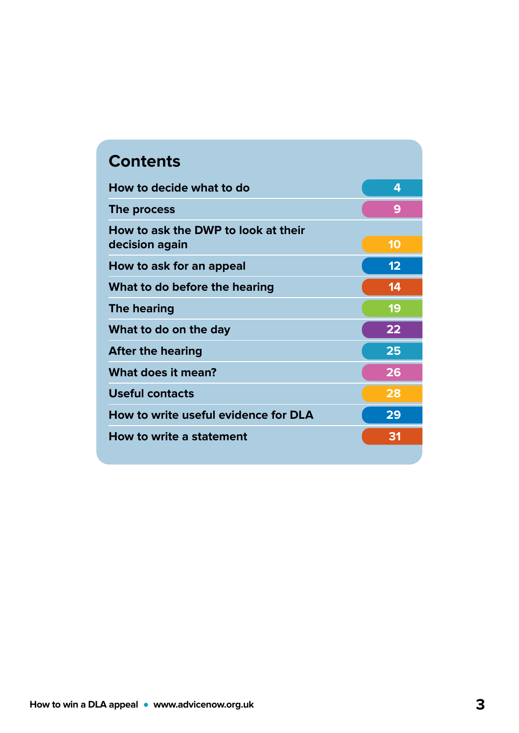# Contents

| | |
|---|---|
| How to decide what to do | 4 |
| The process | 9 |
| How to ask the DWP to look at their decision again | 10 |
| How to ask for an appeal | 12 |
| What to do before the hearing | 14 |
| The hearing | 19 |
| What to do on the day | 22 |
| After the hearing | 25 |
| What does it mean? | 26 |
| Useful contacts | 28 |
| How to write useful evidence for DLA | 29 |
| How to write a statement | 31 |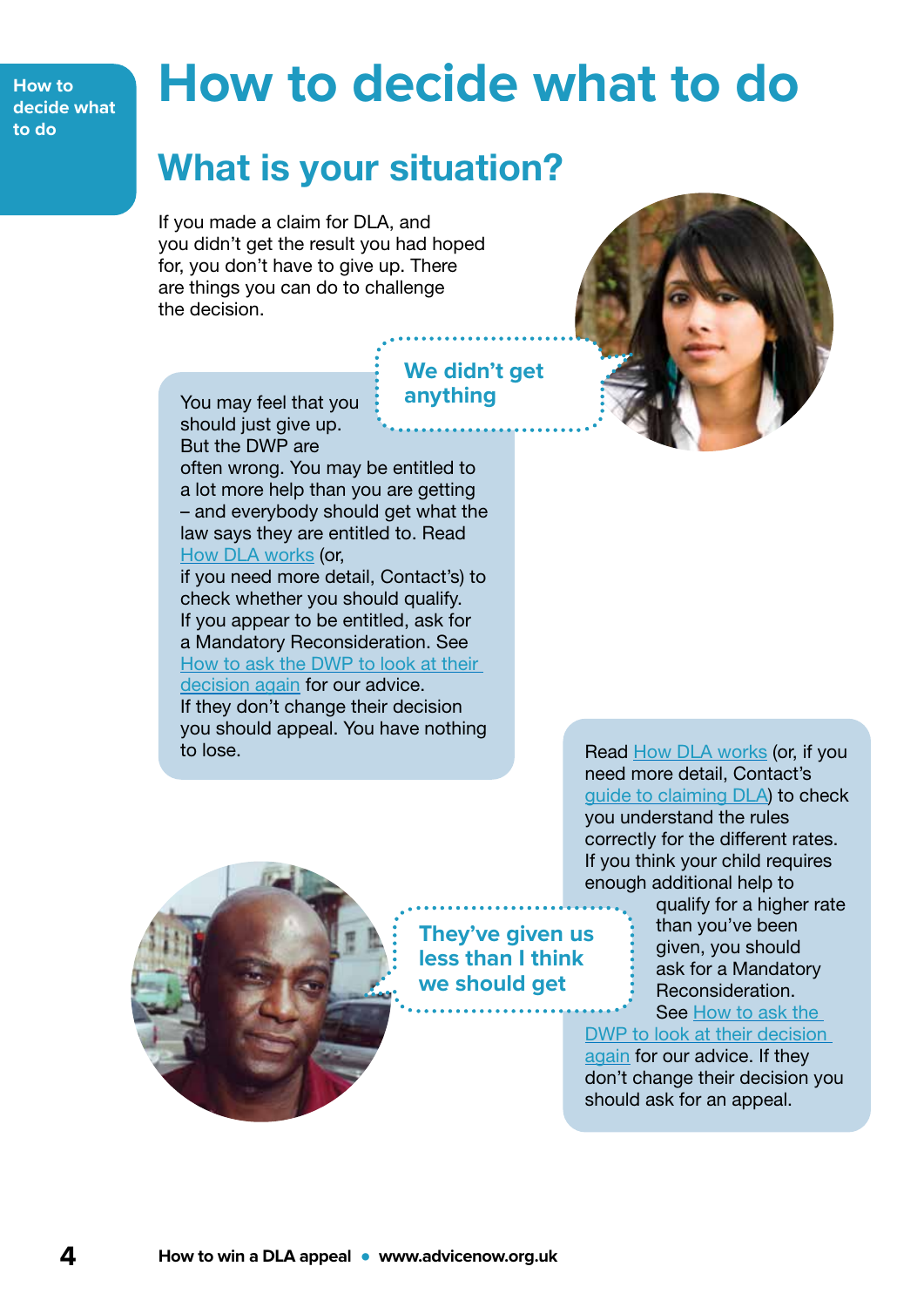# How to decide what to do

## What is your situation?

If you made a claim for DLA, and you didn't get the result you had hoped for, you don't have to give up. There are things you can do to challenge the decision.

**We didn't get anything**

You may feel that you should just give up. But the DWP are often wrong. You may be entitled to a lot more help than you are getting – and everybody should get what the law says they are entitled to. Read How DLA works (or, if you need more detail, Contact's) to check whether you should qualify. If you appear to be entitled, ask for a Mandatory Reconsideration. See How to ask the DWP to look at their decision again for our advice. If they don't change their decision you should appeal. You have nothing to lose.

**They've given us less than I think we should get**

Read How DLA works (or, if you need more detail, Contact's guide to claiming DLA) to check you understand the rules correctly for the different rates. If you think your child requires enough additional help to qualify for a higher rate than you've been given, you should ask for a Mandatory Reconsideration. See How to ask the DWP to look at their decision again for our advice. If they don't change their decision you should ask for an appeal.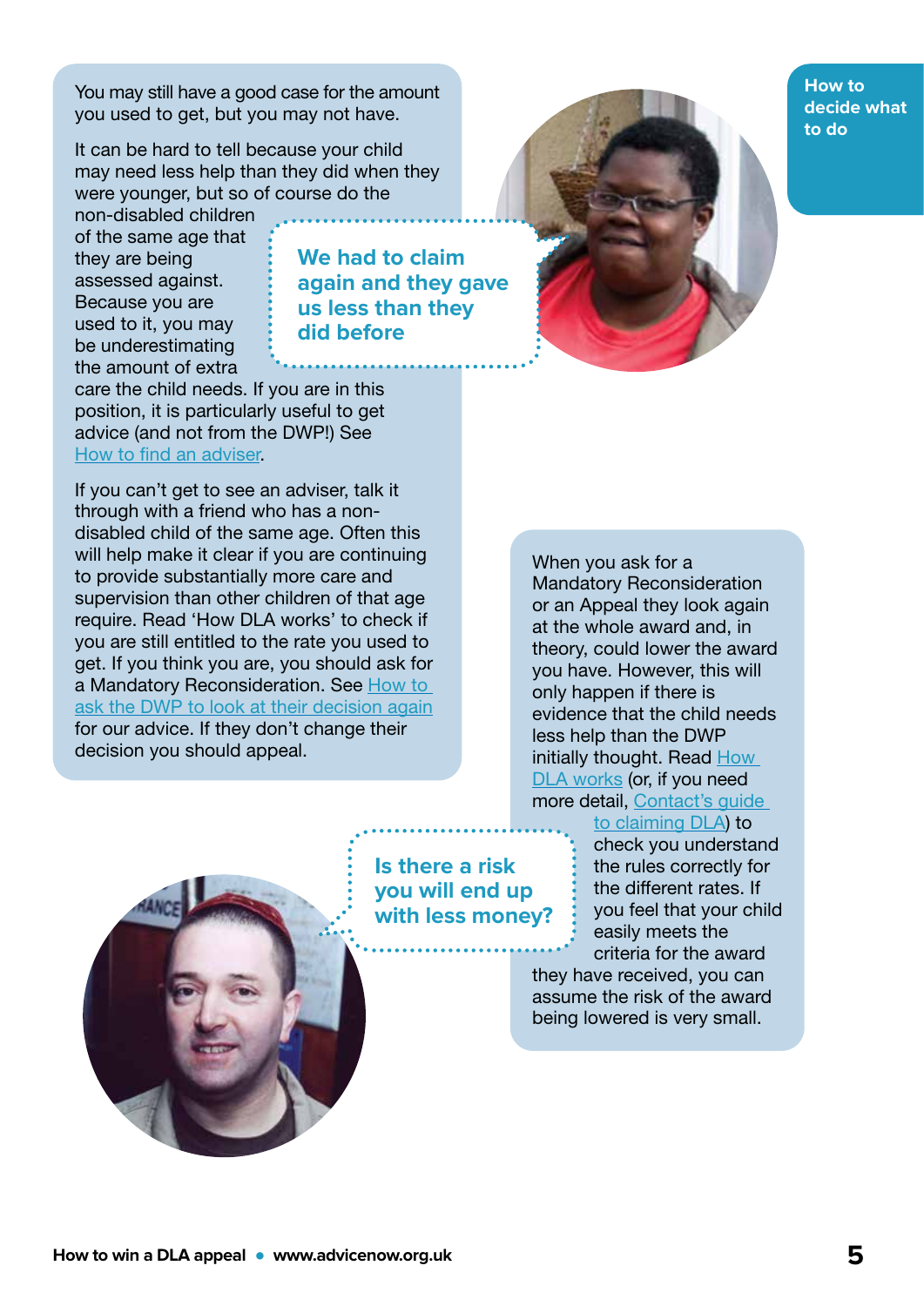You may still have a good case for the amount you used to get, but you may not have.

It can be hard to tell because your child may need less help than they did when they were younger, but so of course do the non-disabled children of the same age that they are being assessed against. Because you are used to it, you may be underestimating the amount of extra care the child needs. If you are in this position, it is particularly useful to get advice (and not from the DWP!) See How to find an adviser.

**We had to claim again and they gave us less than they did before**

If you can't get to see an adviser, talk it through with a friend who has a non-disabled child of the same age. Often this will help make it clear if you are continuing to provide substantially more care and supervision than other children of that age require. Read 'How DLA works' to check if you are still entitled to the rate you used to get. If you think you are, you should ask for a Mandatory Reconsideration. See How to ask the DWP to look at their decision again for our advice. If they don't change their decision you should appeal.

**Is there a risk you will end up with less money?**

When you ask for a Mandatory Reconsideration or an Appeal they look again at the whole award and, in theory, could lower the award you have. However, this will only happen if there is evidence that the child needs less help than the DWP initially thought. Read How DLA works (or, if you need more detail, Contact's guide to claiming DLA) to check you understand the rules correctly for the different rates. If you feel that your child easily meets the criteria for the award they have received, you can assume the risk of the award being lowered is very small.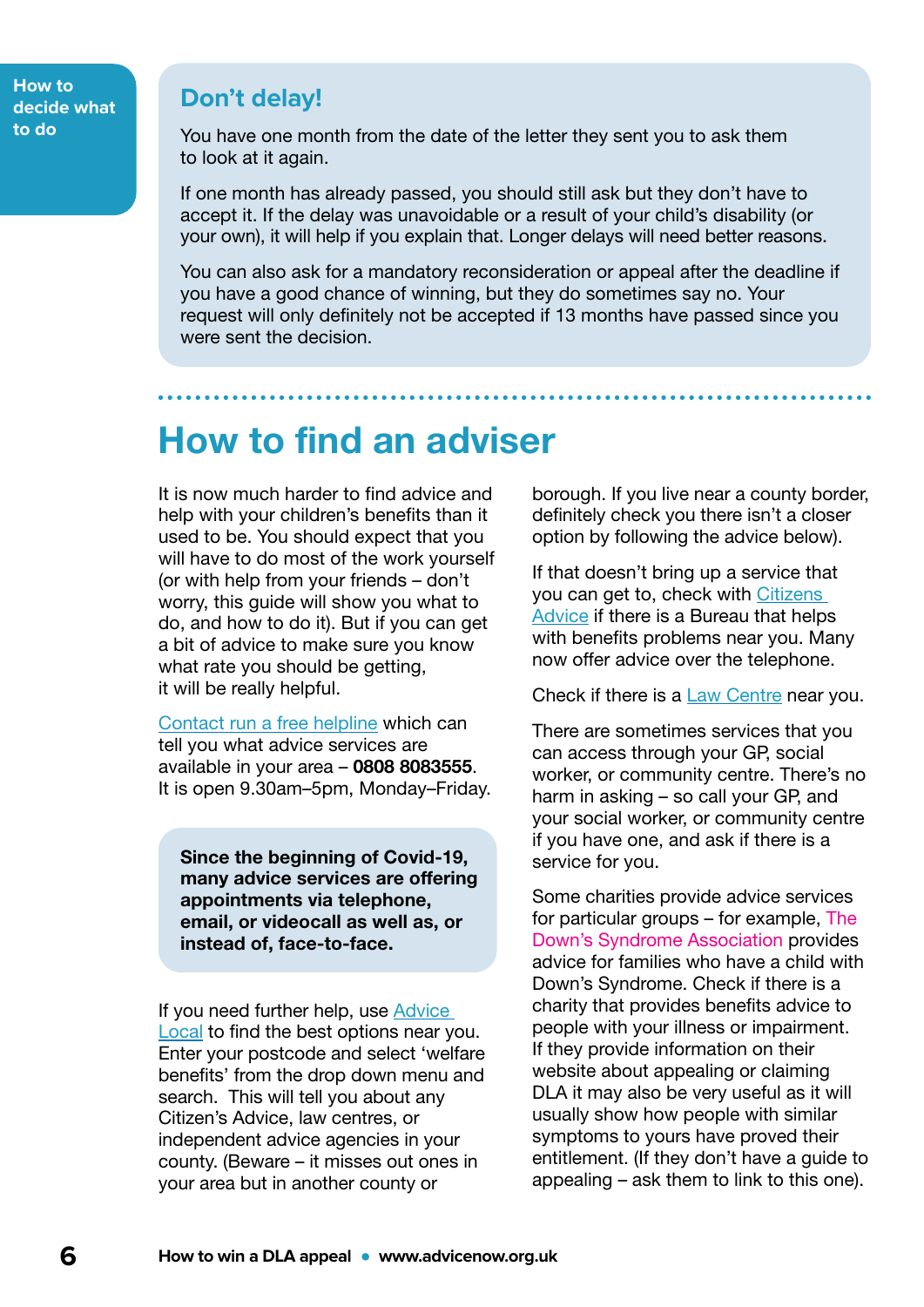How to decide what to do

## Don't delay!

You have one month from the date of the letter they sent you to ask them to look at it again.

If one month has already passed, you should still ask but they don't have to accept it. If the delay was unavoidable or a result of your child's disability (or your own), it will help if you explain that. Longer delays will need better reasons.

You can also ask for a mandatory reconsideration or appeal after the deadline if you have a good chance of winning, but they do sometimes say no. Your request will only definitely not be accepted if 13 months have passed since you were sent the decision.

# How to find an adviser

It is now much harder to find advice and help with your children's benefits than it used to be. You should expect that you will have to do most of the work yourself (or with help from your friends – don't worry, this guide will show you what to do, and how to do it). But if you can get a bit of advice to make sure you know what rate you should be getting, it will be really helpful.

Contact run a free helpline which can tell you what advice services are available in your area – **0808 8083555**. It is open 9.30am–5pm, Monday–Friday.

**Since the beginning of Covid-19, many advice services are offering appointments via telephone, email, or videocall as well as, or instead of, face-to-face.**

If you need further help, use Advice Local to find the best options near you. Enter your postcode and select 'welfare benefits' from the drop down menu and search. This will tell you about any Citizen's Advice, law centres, or independent advice agencies in your county. (Beware – it misses out ones in your area but in another county or borough. If you live near a county border, definitely check you there isn't a closer option by following the advice below).

If that doesn't bring up a service that you can get to, check with Citizens Advice if there is a Bureau that helps with benefits problems near you. Many now offer advice over the telephone.

Check if there is a Law Centre near you.

There are sometimes services that you can access through your GP, social worker, or community centre. There's no harm in asking – so call your GP, and your social worker, or community centre if you have one, and ask if there is a service for you.

Some charities provide advice services for particular groups – for example, The Down's Syndrome Association provides advice for families who have a child with Down's Syndrome. Check if there is a charity that provides benefits advice to people with your illness or impairment. If they provide information on their website about appealing or claiming DLA it may also be very useful as it will usually show how people with similar symptoms to yours have proved their entitlement. (If they don't have a guide to appealing – ask them to link to this one).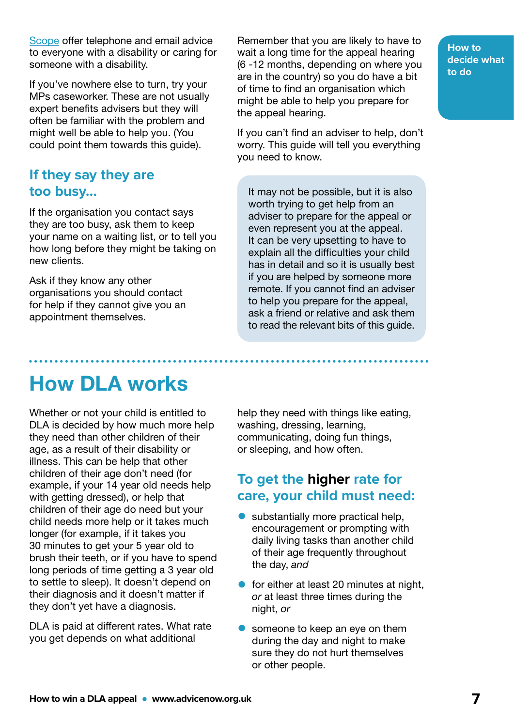[Scope](Scope) offer telephone and email advice to everyone with a disability or caring for someone with a disability.

If you've nowhere else to turn, try your MPs caseworker. These are not usually expert benefits advisers but they will often be familiar with the problem and might well be able to help you. (You could point them towards this guide).

### If they say they are too busy...

If the organisation you contact says they are too busy, ask them to keep your name on a waiting list, or to tell you how long before they might be taking on new clients.

Ask if they know any other organisations you should contact for help if they cannot give you an appointment themselves.

Remember that you are likely to have to wait a long time for the appeal hearing (6 -12 months, depending on where you are in the country) so you do have a bit of time to find an organisation which might be able to help you prepare for the appeal hearing.

If you can't find an adviser to help, don't worry. This guide will tell you everything you need to know.

It may not be possible, but it is also worth trying to get help from an adviser to prepare for the appeal or even represent you at the appeal. It can be very upsetting to have to explain all the difficulties your child has in detail and so it is usually best if you are helped by someone more remote. If you cannot find an adviser to help you prepare for the appeal, ask a friend or relative and ask them to read the relevant bits of this guide.

## How DLA works

Whether or not your child is entitled to DLA is decided by how much more help they need than other children of their age, as a result of their disability or illness. This can be help that other children of their age don't need (for example, if your 14 year old needs help with getting dressed), or help that children of their age do need but your child needs more help or it takes much longer (for example, if it takes you 30 minutes to get your 5 year old to brush their teeth, or if you have to spend long periods of time getting a 3 year old to settle to sleep). It doesn't depend on their diagnosis and it doesn't matter if they don't yet have a diagnosis.

DLA is paid at different rates. What rate you get depends on what additional help they need with things like eating, washing, dressing, learning, communicating, doing fun things, or sleeping, and how often.

### To get the **higher** rate for care, your child must need:

- substantially more practical help, encouragement or prompting with daily living tasks than another child of their age frequently throughout the day, *and*
- for either at least 20 minutes at night, *or* at least three times during the night, *or*
- someone to keep an eye on them during the day and night to make sure they do not hurt themselves or other people.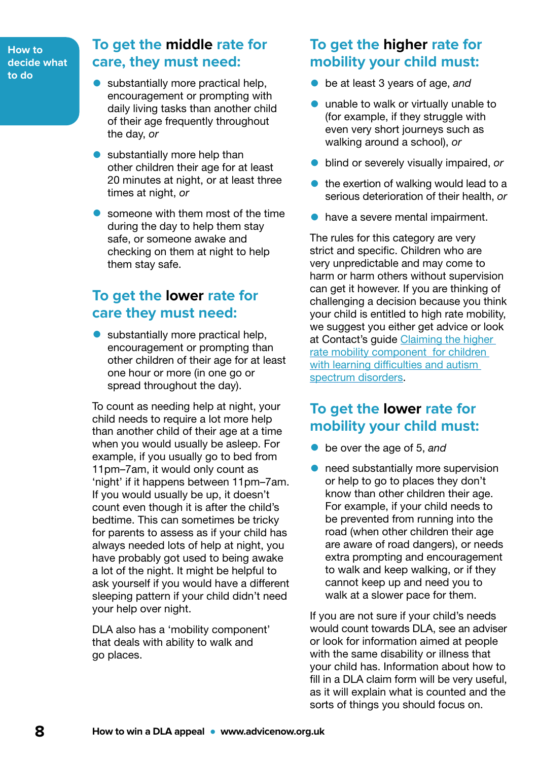## To get the **middle** rate for care, they must need:

- substantially more practical help, encouragement or prompting with daily living tasks than another child of their age frequently throughout the day, *or*
- substantially more help than other children their age for at least 20 minutes at night, or at least three times at night, *or*
- someone with them most of the time during the day to help them stay safe, or someone awake and checking on them at night to help them stay safe.

## To get the **lower** rate for care they must need:

- substantially more practical help, encouragement or prompting than other children of their age for at least one hour or more (in one go or spread throughout the day).

To count as needing help at night, your child needs to require a lot more help than another child of their age at a time when you would usually be asleep. For example, if you usually go to bed from 11pm–7am, it would only count as 'night' if it happens between 11pm–7am. If you would usually be up, it doesn't count even though it is after the child's bedtime. This can sometimes be tricky for parents to assess as if your child has always needed lots of help at night, you have probably got used to being awake a lot of the night. It might be helpful to ask yourself if you would have a different sleeping pattern if your child didn't need your help over night.

DLA also has a 'mobility component' that deals with ability to walk and go places.

## To get the **higher** rate for mobility your child must:

- be at least 3 years of age, *and*
- unable to walk or virtually unable to (for example, if they struggle with even very short journeys such as walking around a school), *or*
- blind or severely visually impaired, *or*
- the exertion of walking would lead to a serious deterioration of their health, *or*
- have a severe mental impairment.

The rules for this category are very strict and specific. Children who are very unpredictable and may come to harm or harm others without supervision can get it however. If you are thinking of challenging a decision because you think your child is entitled to high rate mobility, we suggest you either get advice or look at Contact's guide Claiming the higher rate mobility component for children with learning difficulties and autism spectrum disorders.

## To get the **lower** rate for mobility your child must:

- be over the age of 5, *and*
- need substantially more supervision or help to go to places they don't know than other children their age. For example, if your child needs to be prevented from running into the road (when other children their age are aware of road dangers), or needs extra prompting and encouragement to walk and keep walking, or if they cannot keep up and need you to walk at a slower pace for them.

If you are not sure if your child's needs would count towards DLA, see an adviser or look for information aimed at people with the same disability or illness that your child has. Information about how to fill in a DLA claim form will be very useful, as it will explain what is counted and the sorts of things you should focus on.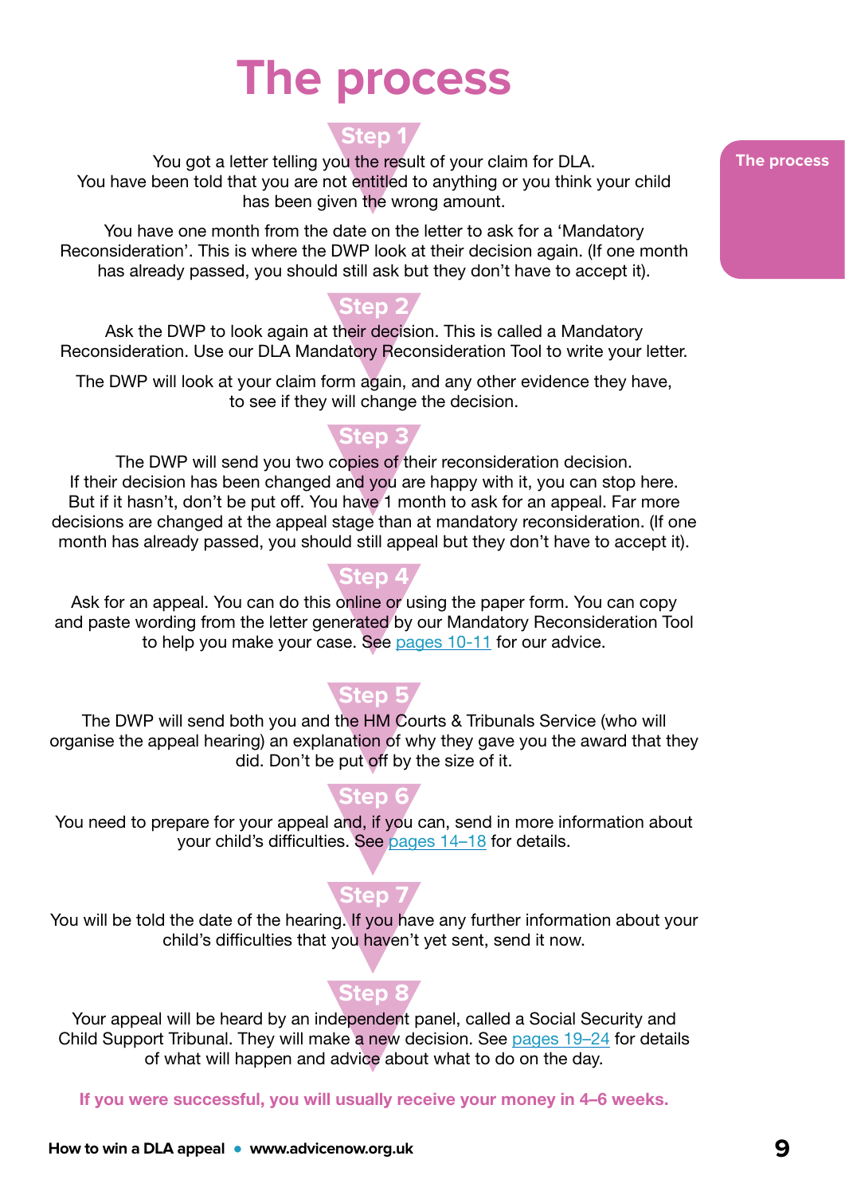# The process

## Step 1

You got a letter telling you the result of your claim for DLA. You have been told that you are not entitled to anything or you think your child has been given the wrong amount.

You have one month from the date on the letter to ask for a 'Mandatory Reconsideration'. This is where the DWP look at their decision again. (If one month has already passed, you should still ask but they don't have to accept it).

## Step 2

Ask the DWP to look again at their decision. This is called a Mandatory Reconsideration. Use our DLA Mandatory Reconsideration Tool to write your letter.

The DWP will look at your claim form again, and any other evidence they have, to see if they will change the decision.

## Step 3

The DWP will send you two copies of their reconsideration decision. If their decision has been changed and you are happy with it, you can stop here. But if it hasn't, don't be put off. You have 1 month to ask for an appeal. Far more decisions are changed at the appeal stage than at mandatory reconsideration. (If one month has already passed, you should still appeal but they don't have to accept it).

## Step 4

Ask for an appeal. You can do this online or using the paper form. You can copy and paste wording from the letter generated by our Mandatory Reconsideration Tool to help you make your case. See pages 10-11 for our advice.

## Step 5

The DWP will send both you and the HM Courts & Tribunals Service (who will organise the appeal hearing) an explanation of why they gave you the award that they did. Don't be put off by the size of it.

## Step 6

You need to prepare for your appeal and, if you can, send in more information about your child's difficulties. See pages 14–18 for details.

## Step 7

You will be told the date of the hearing. If you have any further information about your child's difficulties that you haven't yet sent, send it now.

## Step 8

Your appeal will be heard by an independent panel, called a Social Security and Child Support Tribunal. They will make a new decision. See pages 19–24 for details of what will happen and advice about what to do on the day.

**If you were successful, you will usually receive your money in 4–6 weeks.**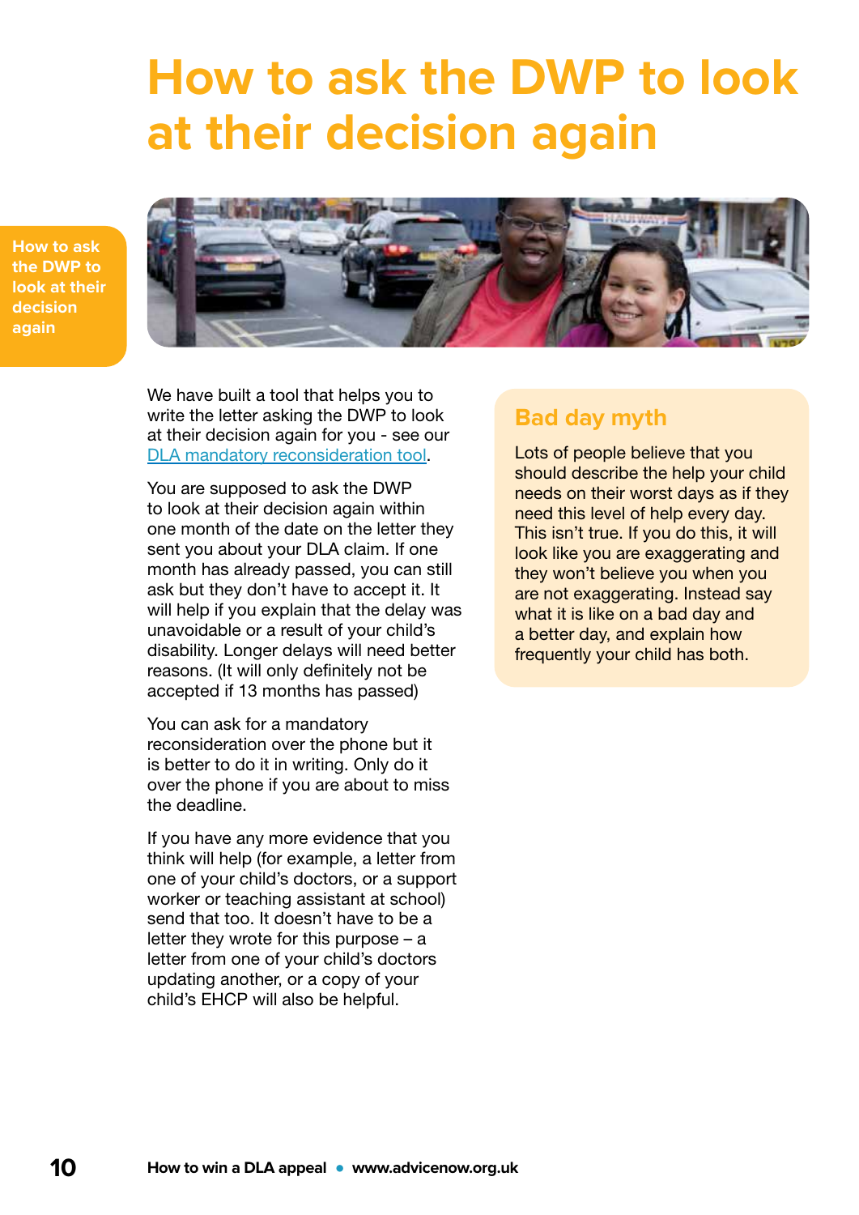# How to ask the DWP to look at their decision again

We have built a tool that helps you to write the letter asking the DWP to look at their decision again for you - see our [DLA mandatory reconsideration tool](DLA mandatory reconsideration tool).

You are supposed to ask the DWP to look at their decision again within one month of the date on the letter they sent you about your DLA claim. If one month has already passed, you can still ask but they don't have to accept it. It will help if you explain that the delay was unavoidable or a result of your child's disability. Longer delays will need better reasons. (It will only definitely not be accepted if 13 months has passed)

You can ask for a mandatory reconsideration over the phone but it is better to do it in writing. Only do it over the phone if you are about to miss the deadline.

If you have any more evidence that you think will help (for example, a letter from one of your child's doctors, or a support worker or teaching assistant at school) send that too. It doesn't have to be a letter they wrote for this purpose – a letter from one of your child's doctors updating another, or a copy of your child's EHCP will also be helpful.

## Bad day myth

Lots of people believe that you should describe the help your child needs on their worst days as if they need this level of help every day. This isn't true. If you do this, it will look like you are exaggerating and they won't believe you when you are not exaggerating. Instead say what it is like on a bad day and a better day, and explain how frequently your child has both.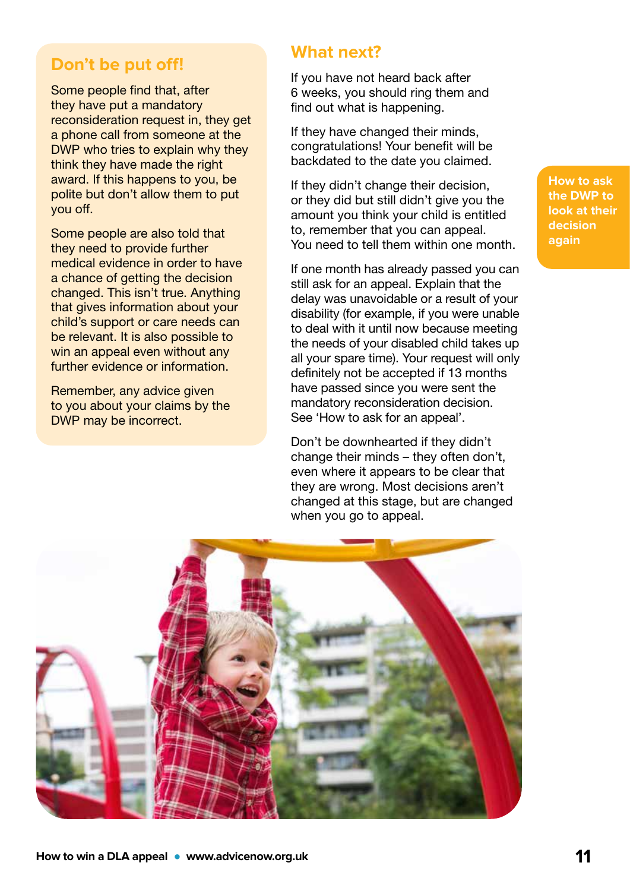## Don't be put off!

Some people find that, after they have put a mandatory reconsideration request in, they get a phone call from someone at the DWP who tries to explain why they think they have made the right award. If this happens to you, be polite but don't allow them to put you off.

Some people are also told that they need to provide further medical evidence in order to have a chance of getting the decision changed. This isn't true. Anything that gives information about your child's support or care needs can be relevant. It is also possible to win an appeal even without any further evidence or information.

Remember, any advice given to you about your claims by the DWP may be incorrect.

## What next?

If you have not heard back after 6 weeks, you should ring them and find out what is happening.

If they have changed their minds, congratulations! Your benefit will be backdated to the date you claimed.

If they didn't change their decision, or they did but still didn't give you the amount you think your child is entitled to, remember that you can appeal. You need to tell them within one month.

If one month has already passed you can still ask for an appeal. Explain that the delay was unavoidable or a result of your disability (for example, if you were unable to deal with it until now because meeting the needs of your disabled child takes up all your spare time). Your request will only definitely not be accepted if 13 months have passed since you were sent the mandatory reconsideration decision. See 'How to ask for an appeal'.

Don't be downhearted if they didn't change their minds – they often don't, even where it appears to be clear that they are wrong. Most decisions aren't changed at this stage, but are changed when you go to appeal.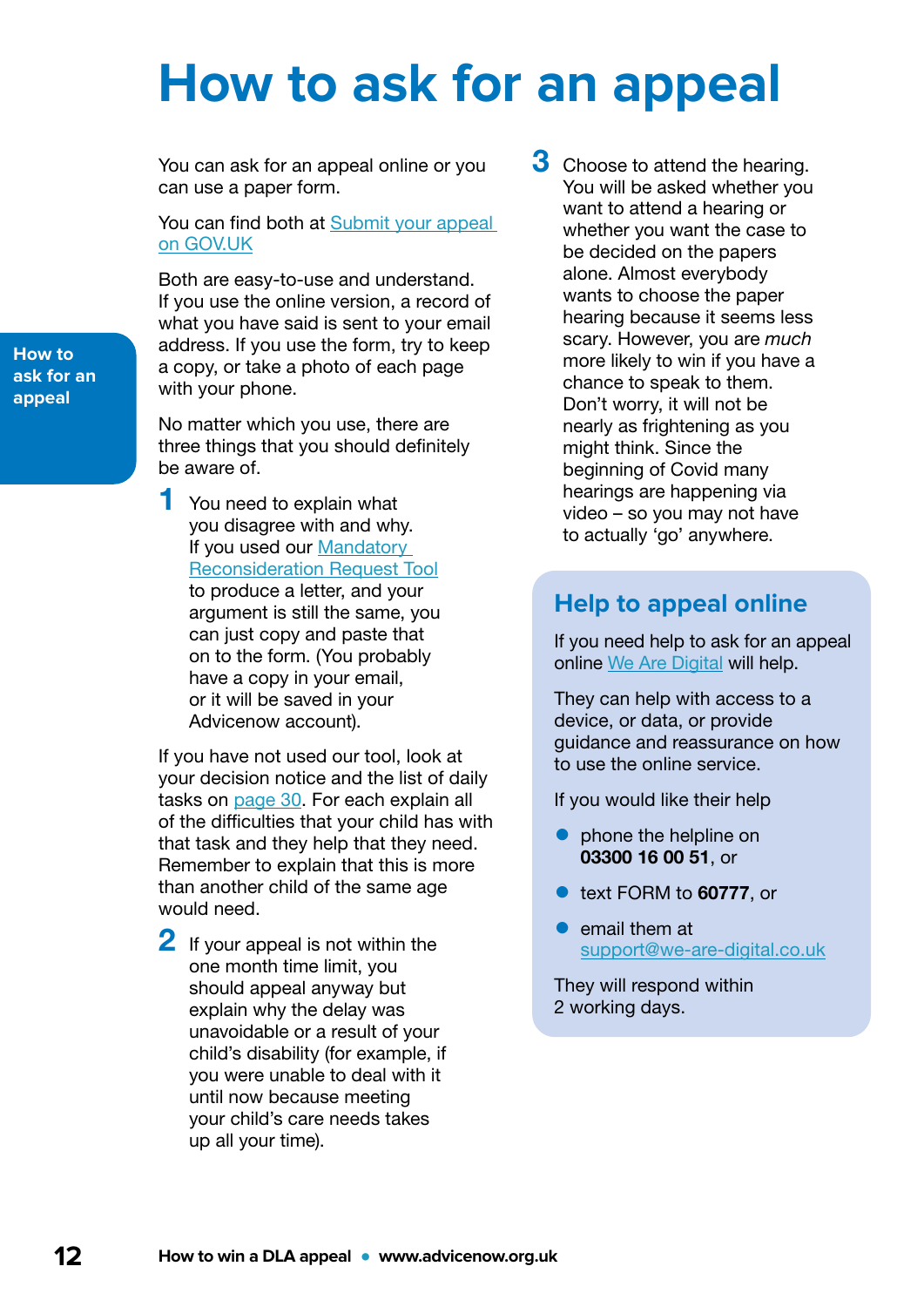# How to ask for an appeal

You can ask for an appeal online or you can use a paper form.

You can find both at Submit your appeal on GOV.UK

Both are easy-to-use and understand. If you use the online version, a record of what you have said is sent to your email address. If you use the form, try to keep a copy, or take a photo of each page with your phone.

No matter which you use, there are three things that you should definitely be aware of.

1. You need to explain what you disagree with and why. If you used our Mandatory Reconsideration Request Tool to produce a letter, and your argument is still the same, you can just copy and paste that on to the form. (You probably have a copy in your email, or it will be saved in your Advicenow account).

If you have not used our tool, look at your decision notice and the list of daily tasks on page 30. For each explain all of the difficulties that your child has with that task and they help that they need. Remember to explain that this is more than another child of the same age would need.

2. If your appeal is not within the one month time limit, you should appeal anyway but explain why the delay was unavoidable or a result of your child's disability (for example, if you were unable to deal with it until now because meeting your child's care needs takes up all your time).

3. Choose to attend the hearing. You will be asked whether you want to attend a hearing or whether you want the case to be decided on the papers alone. Almost everybody wants to choose the paper hearing because it seems less scary. However, you are *much* more likely to win if you have a chance to speak to them. Don't worry, it will not be nearly as frightening as you might think. Since the beginning of Covid many hearings are happening via video – so you may not have to actually 'go' anywhere.

## Help to appeal online

If you need help to ask for an appeal online We Are Digital will help.

They can help with access to a device, or data, or provide guidance and reassurance on how to use the online service.

If you would like their help

- phone the helpline on **03300 16 00 51**, or
- text FORM to **60777**, or
- email them at support@we-are-digital.co.uk

They will respond within 2 working days.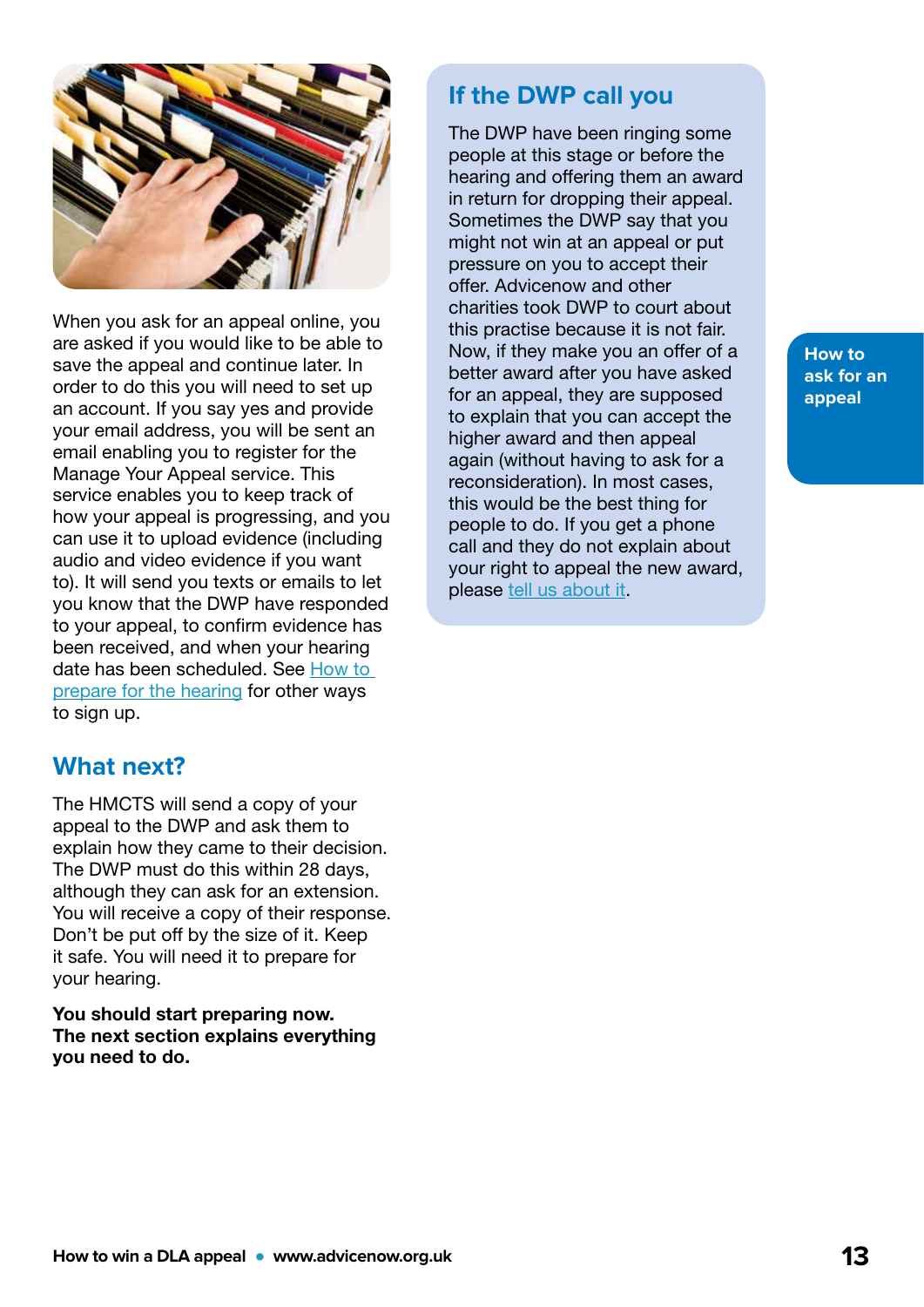When you ask for an appeal online, you are asked if you would like to be able to save the appeal and continue later. In order to do this you will need to set up an account. If you say yes and provide your email address, you will be sent an email enabling you to register for the Manage Your Appeal service. This service enables you to keep track of how your appeal is progressing, and you can use it to upload evidence (including audio and video evidence if you want to). It will send you texts or emails to let you know that the DWP have responded to your appeal, to confirm evidence has been received, and when your hearing date has been scheduled. See How to prepare for the hearing for other ways to sign up.

## What next?

The HMCTS will send a copy of your appeal to the DWP and ask them to explain how they came to their decision. The DWP must do this within 28 days, although they can ask for an extension. You will receive a copy of their response. Don't be put off by the size of it. Keep it safe. You will need it to prepare for your hearing.

**You should start preparing now. The next section explains everything you need to do.**

## If the DWP call you

The DWP have been ringing some people at this stage or before the hearing and offering them an award in return for dropping their appeal. Sometimes the DWP say that you might not win at an appeal or put pressure on you to accept their offer. Advicenow and other charities took DWP to court about this practise because it is not fair. Now, if they make you an offer of a better award after you have asked for an appeal, they are supposed to explain that you can accept the higher award and then appeal again (without having to ask for a reconsideration). In most cases, this would be the best thing for people to do. If you get a phone call and they do not explain about your right to appeal the new award, please tell us about it.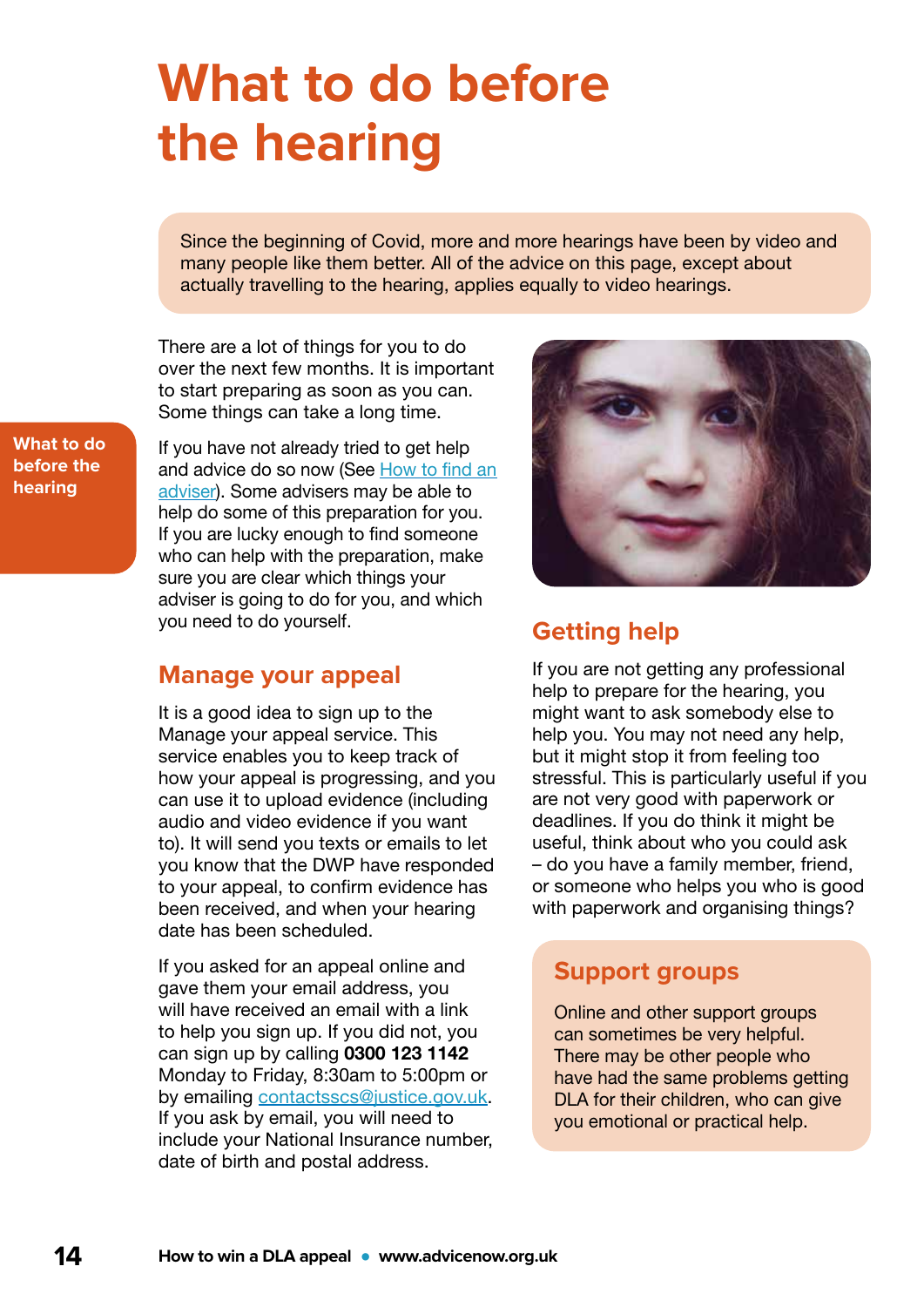# What to do before the hearing

Since the beginning of Covid, more and more hearings have been by video and many people like them better. All of the advice on this page, except about actually travelling to the hearing, applies equally to video hearings.

There are a lot of things for you to do over the next few months. It is important to start preparing as soon as you can. Some things can take a long time.

If you have not already tried to get help and advice do so now (See How to find an adviser). Some advisers may be able to help do some of this preparation for you. If you are lucky enough to find someone who can help with the preparation, make sure you are clear which things your adviser is going to do for you, and which you need to do yourself.

## Manage your appeal

It is a good idea to sign up to the Manage your appeal service. This service enables you to keep track of how your appeal is progressing, and you can use it to upload evidence (including audio and video evidence if you want to). It will send you texts or emails to let you know that the DWP have responded to your appeal, to confirm evidence has been received, and when your hearing date has been scheduled.

If you asked for an appeal online and gave them your email address, you will have received an email with a link to help you sign up. If you did not, you can sign up by calling **0300 123 1142** Monday to Friday, 8:30am to 5:00pm or by emailing contactsscs@justice.gov.uk. If you ask by email, you will need to include your National Insurance number, date of birth and postal address.

## Getting help

If you are not getting any professional help to prepare for the hearing, you might want to ask somebody else to help you. You may not need any help, but it might stop it from feeling too stressful. This is particularly useful if you are not very good with paperwork or deadlines. If you do think it might be useful, think about who you could ask – do you have a family member, friend, or someone who helps you who is good with paperwork and organising things?

## Support groups

Online and other support groups can sometimes be very helpful. There may be other people who have had the same problems getting DLA for their children, who can give you emotional or practical help.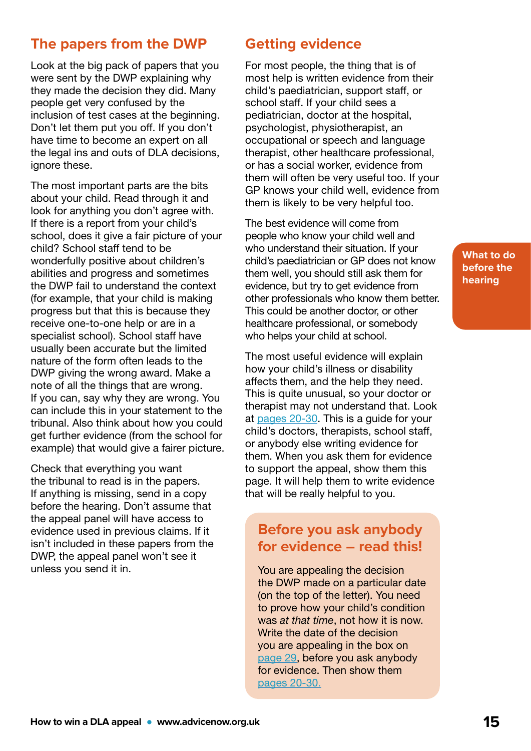## The papers from the DWP

Look at the big pack of papers that you were sent by the DWP explaining why they made the decision they did. Many people get very confused by the inclusion of test cases at the beginning. Don't let them put you off. If you don't have time to become an expert on all the legal ins and outs of DLA decisions, ignore these.

The most important parts are the bits about your child. Read through it and look for anything you don't agree with. If there is a report from your child's school, does it give a fair picture of your child? School staff tend to be wonderfully positive about children's abilities and progress and sometimes the DWP fail to understand the context (for example, that your child is making progress but that this is because they receive one-to-one help or are in a specialist school). School staff have usually been accurate but the limited nature of the form often leads to the DWP giving the wrong award. Make a note of all the things that are wrong. If you can, say why they are wrong. You can include this in your statement to the tribunal. Also think about how you could get further evidence (from the school for example) that would give a fairer picture.

Check that everything you want the tribunal to read is in the papers. If anything is missing, send in a copy before the hearing. Don't assume that the appeal panel will have access to evidence used in previous claims. If it isn't included in these papers from the DWP, the appeal panel won't see it unless you send it in.

## Getting evidence

For most people, the thing that is of most help is written evidence from their child's paediatrician, support staff, or school staff. If your child sees a pediatrician, doctor at the hospital, psychologist, physiotherapist, an occupational or speech and language therapist, other healthcare professional, or has a social worker, evidence from them will often be very useful too. If your GP knows your child well, evidence from them is likely to be very helpful too.

The best evidence will come from people who know your child well and who understand their situation. If your child's paediatrician or GP does not know them well, you should still ask them for evidence, but try to get evidence from other professionals who know them better. This could be another doctor, or other healthcare professional, or somebody who helps your child at school.

The most useful evidence will explain how your child's illness or disability affects them, and the help they need. This is quite unusual, so your doctor or therapist may not understand that. Look at pages 20-30. This is a guide for your child's doctors, therapists, school staff, or anybody else writing evidence for them. When you ask them for evidence to support the appeal, show them this page. It will help them to write evidence that will be really helpful to you.

### Before you ask anybody for evidence – read this!

You are appealing the decision the DWP made on a particular date (on the top of the letter). You need to prove how your child's condition was *at that time*, not how it is now. Write the date of the decision you are appealing in the box on page 29, before you ask anybody for evidence. Then show them pages 20-30.

What to do before the hearing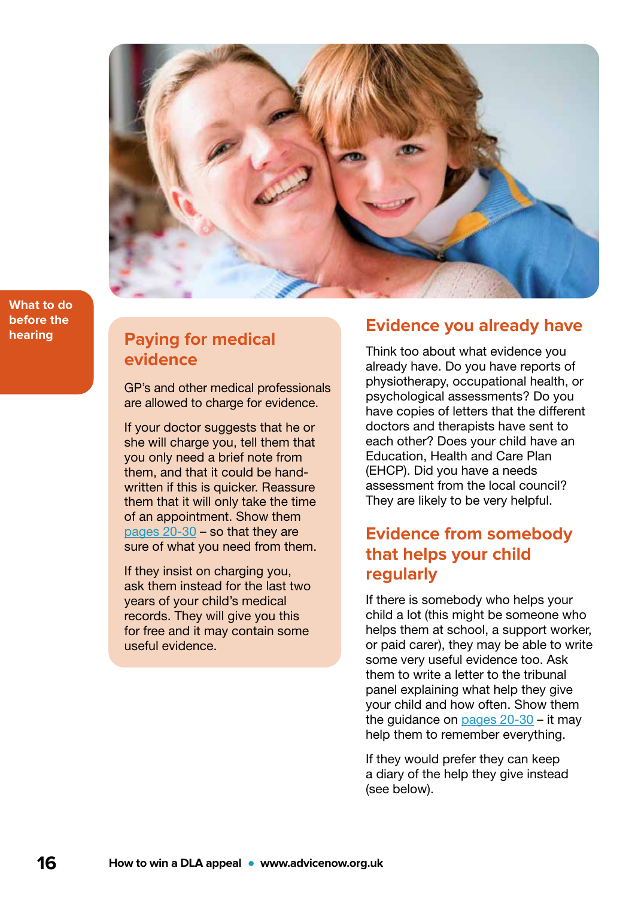What to do before the hearing

## Paying for medical evidence

GP's and other medical professionals are allowed to charge for evidence.

If your doctor suggests that he or she will charge you, tell them that you only need a brief note from them, and that it could be hand-written if this is quicker. Reassure them that it will only take the time of an appointment. Show them pages 20-30 – so that they are sure of what you need from them.

If they insist on charging you, ask them instead for the last two years of your child's medical records. They will give you this for free and it may contain some useful evidence.

## Evidence you already have

Think too about what evidence you already have. Do you have reports of physiotherapy, occupational health, or psychological assessments? Do you have copies of letters that the different doctors and therapists have sent to each other? Does your child have an Education, Health and Care Plan (EHCP). Did you have a needs assessment from the local council? They are likely to be very helpful.

## Evidence from somebody that helps your child regularly

If there is somebody who helps your child a lot (this might be someone who helps them at school, a support worker, or paid carer), they may be able to write some very useful evidence too. Ask them to write a letter to the tribunal panel explaining what help they give your child and how often. Show them the guidance on pages 20-30 – it may help them to remember everything.

If they would prefer they can keep a diary of the help they give instead (see below).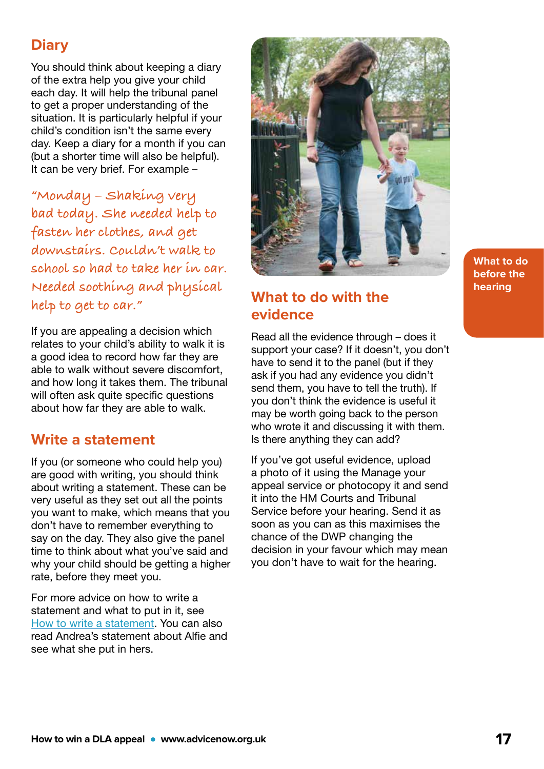## Diary

You should think about keeping a diary of the extra help you give your child each day. It will help the tribunal panel to get a proper understanding of the situation. It is particularly helpful if your child's condition isn't the same every day. Keep a diary for a month if you can (but a shorter time will also be helpful). It can be very brief. For example –

*"Monday – Shaking very bad today. She needed help to fasten her clothes, and get downstairs. Couldn't walk to school so had to take her in car. Needed soothing and physical help to get to car."*

If you are appealing a decision which relates to your child's ability to walk it is a good idea to record how far they are able to walk without severe discomfort, and how long it takes them. The tribunal will often ask quite specific questions about how far they are able to walk.

## Write a statement

If you (or someone who could help you) are good with writing, you should think about writing a statement. These can be very useful as they set out all the points you want to make, which means that you don't have to remember everything to say on the day. They also give the panel time to think about what you've said and why your child should be getting a higher rate, before they meet you.

For more advice on how to write a statement and what to put in it, see How to write a statement. You can also read Andrea's statement about Alfie and see what she put in hers.

## What to do with the evidence

Read all the evidence through – does it support your case? If it doesn't, you don't have to send it to the panel (but if they ask if you had any evidence you didn't send them, you have to tell the truth). If you don't think the evidence is useful it may be worth going back to the person who wrote it and discussing it with them. Is there anything they can add?

If you've got useful evidence, upload a photo of it using the Manage your appeal service or photocopy it and send it into the HM Courts and Tribunal Service before your hearing. Send it as soon as you can as this maximises the chance of the DWP changing the decision in your favour which may mean you don't have to wait for the hearing.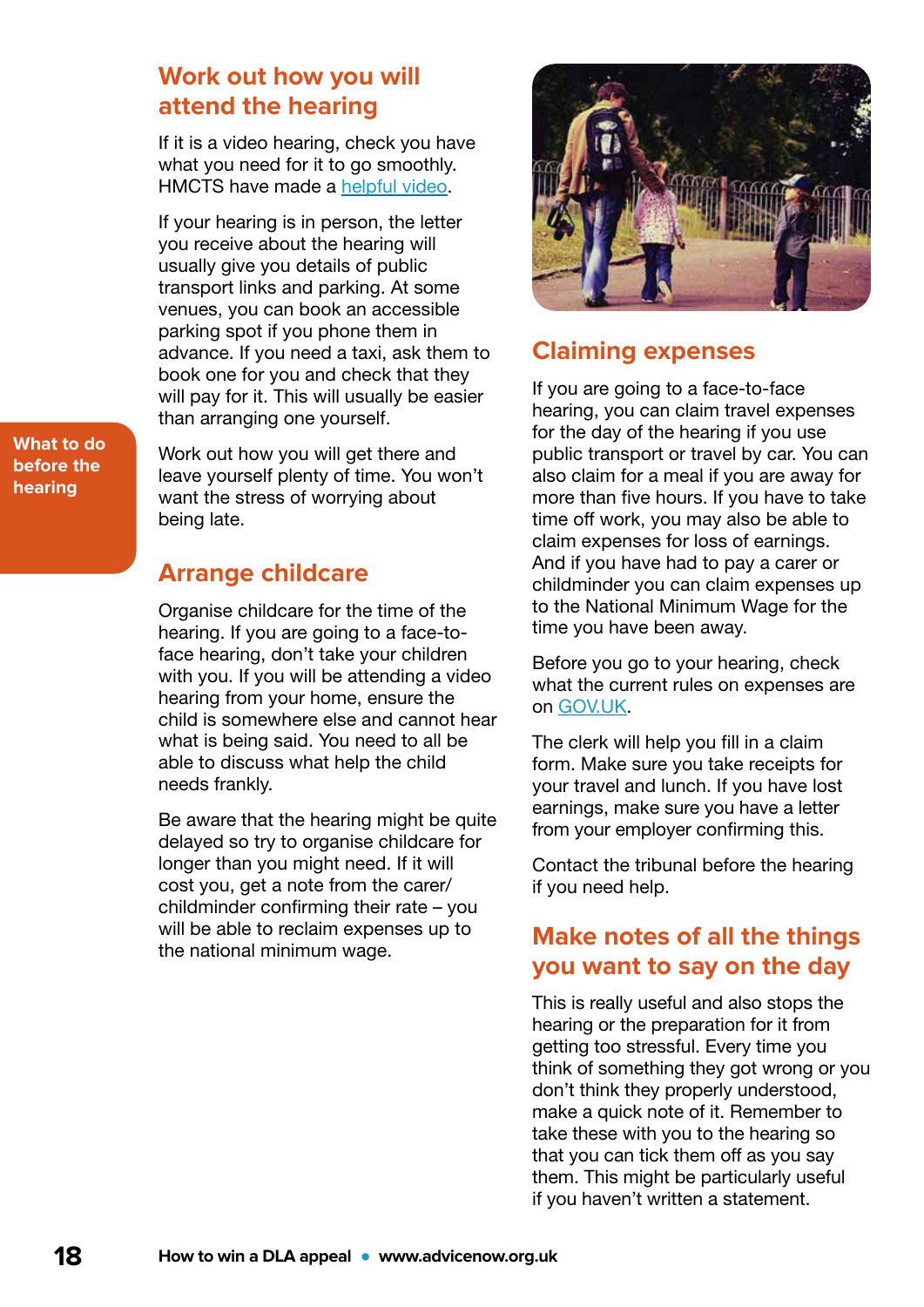What to do before the hearing

## Work out how you will attend the hearing

If it is a video hearing, check you have what you need for it to go smoothly. HMCTS have made a helpful video.

If your hearing is in person, the letter you receive about the hearing will usually give you details of public transport links and parking. At some venues, you can book an accessible parking spot if you phone them in advance. If you need a taxi, ask them to book one for you and check that they will pay for it. This will usually be easier than arranging one yourself.

Work out how you will get there and leave yourself plenty of time. You won't want the stress of worrying about being late.

## Arrange childcare

Organise childcare for the time of the hearing. If you are going to a face-to-face hearing, don't take your children with you. If you will be attending a video hearing from your home, ensure the child is somewhere else and cannot hear what is being said. You need to all be able to discuss what help the child needs frankly.

Be aware that the hearing might be quite delayed so try to organise childcare for longer than you might need. If it will cost you, get a note from the carer/childminder confirming their rate – you will be able to reclaim expenses up to the national minimum wage.

## Claiming expenses

If you are going to a face-to-face hearing, you can claim travel expenses for the day of the hearing if you use public transport or travel by car. You can also claim for a meal if you are away for more than five hours. If you have to take time off work, you may also be able to claim expenses for loss of earnings. And if you have had to pay a carer or childminder you can claim expenses up to the National Minimum Wage for the time you have been away.

Before you go to your hearing, check what the current rules on expenses are on GOV.UK.

The clerk will help you fill in a claim form. Make sure you take receipts for your travel and lunch. If you have lost earnings, make sure you have a letter from your employer confirming this.

Contact the tribunal before the hearing if you need help.

## Make notes of all the things you want to say on the day

This is really useful and also stops the hearing or the preparation for it from getting too stressful. Every time you think of something they got wrong or you don't think they properly understood, make a quick note of it. Remember to take these with you to the hearing so that you can tick them off as you say them. This might be particularly useful if you haven't written a statement.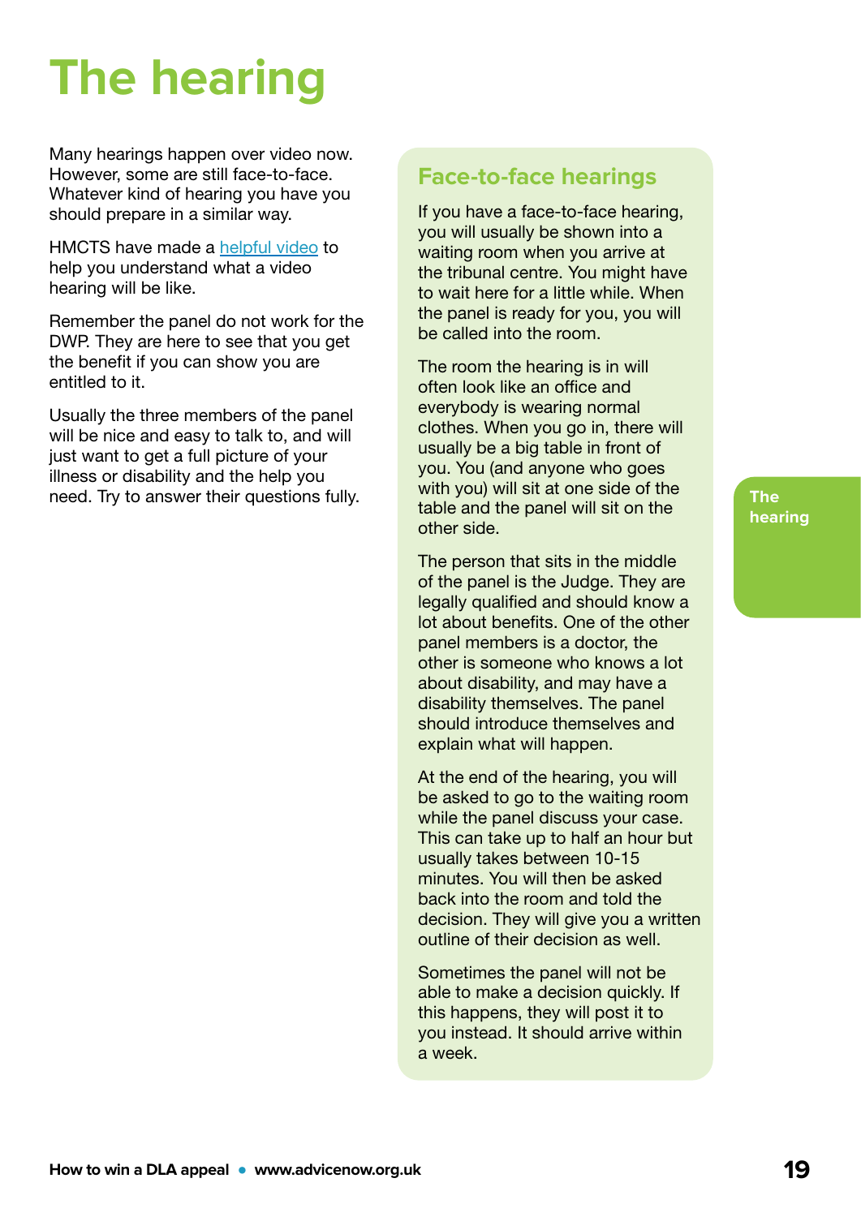# The hearing

Many hearings happen over video now. However, some are still face-to-face. Whatever kind of hearing you have you should prepare in a similar way.

HMCTS have made a helpful video to help you understand what a video hearing will be like.

Remember the panel do not work for the DWP. They are here to see that you get the benefit if you can show you are entitled to it.

Usually the three members of the panel will be nice and easy to talk to, and will just want to get a full picture of your illness or disability and the help you need. Try to answer their questions fully.

## Face-to-face hearings

If you have a face-to-face hearing, you will usually be shown into a waiting room when you arrive at the tribunal centre. You might have to wait here for a little while. When the panel is ready for you, you will be called into the room.

The room the hearing is in will often look like an office and everybody is wearing normal clothes. When you go in, there will usually be a big table in front of you. You (and anyone who goes with you) will sit at one side of the table and the panel will sit on the other side.

The person that sits in the middle of the panel is the Judge. They are legally qualified and should know a lot about benefits. One of the other panel members is a doctor, the other is someone who knows a lot about disability, and may have a disability themselves. The panel should introduce themselves and explain what will happen.

At the end of the hearing, you will be asked to go to the waiting room while the panel discuss your case. This can take up to half an hour but usually takes between 10-15 minutes. You will then be asked back into the room and told the decision. They will give you a written outline of their decision as well.

Sometimes the panel will not be able to make a decision quickly. If this happens, they will post it to you instead. It should arrive within a week.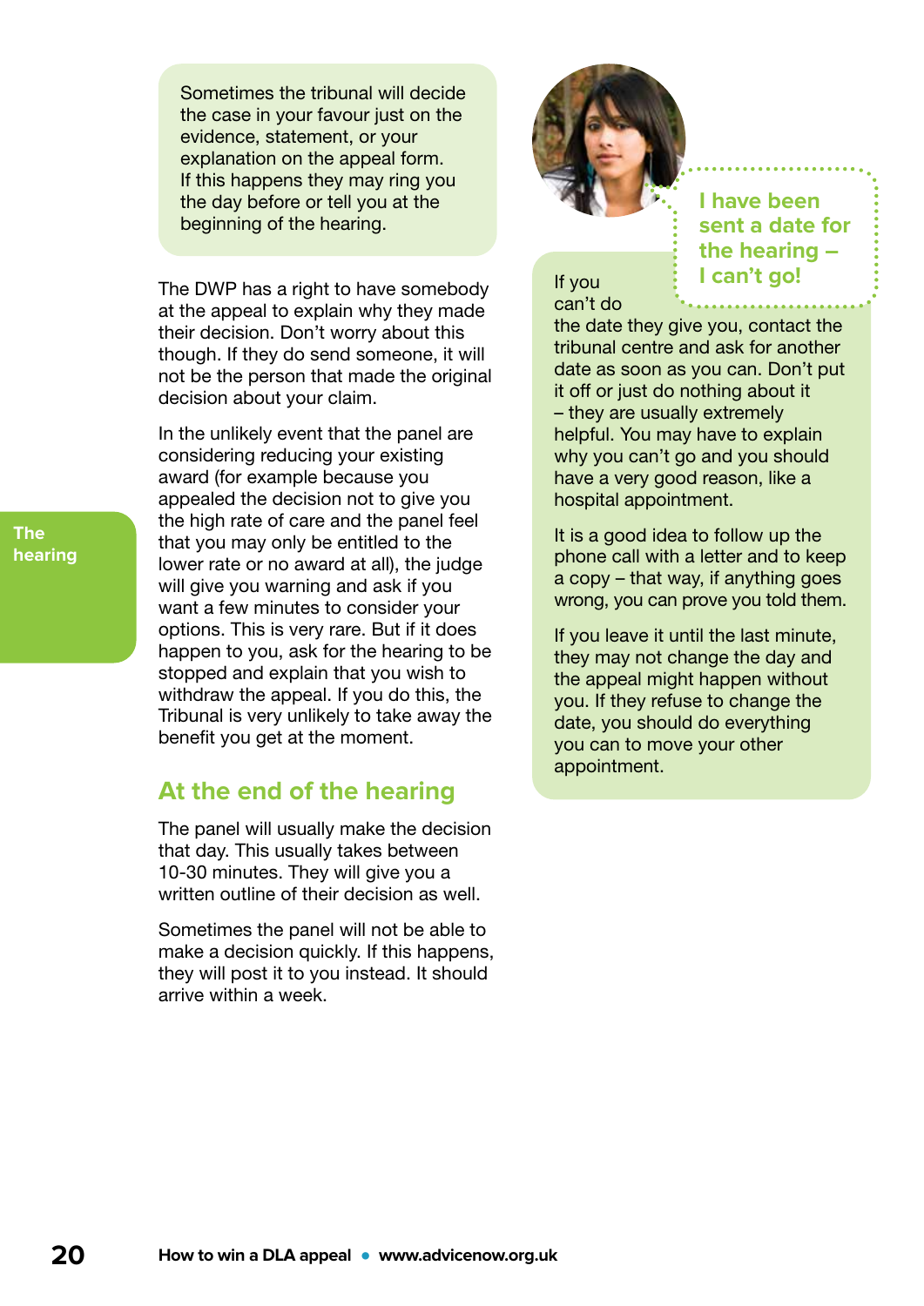Sometimes the tribunal will decide the case in your favour just on the evidence, statement, or your explanation on the appeal form. If this happens they may ring you the day before or tell you at the beginning of the hearing.

The DWP has a right to have somebody at the appeal to explain why they made their decision. Don't worry about this though. If they do send someone, it will not be the person that made the original decision about your claim.

In the unlikely event that the panel are considering reducing your existing award (for example because you appealed the decision not to give you the high rate of care and the panel feel that you may only be entitled to the lower rate or no award at all), the judge will give you warning and ask if you want a few minutes to consider your options. This is very rare. But if it does happen to you, ask for the hearing to be stopped and explain that you wish to withdraw the appeal. If you do this, the Tribunal is very unlikely to take away the benefit you get at the moment.

## At the end of the hearing

The panel will usually make the decision that day. This usually takes between 10-30 minutes. They will give you a written outline of their decision as well.

Sometimes the panel will not be able to make a decision quickly. If this happens, they will post it to you instead. It should arrive within a week.

### I have been sent a date for the hearing – I can't go!

If you can't do the date they give you, contact the tribunal centre and ask for another date as soon as you can. Don't put it off or just do nothing about it – they are usually extremely helpful. You may have to explain why you can't go and you should have a very good reason, like a hospital appointment.

It is a good idea to follow up the phone call with a letter and to keep a copy – that way, if anything goes wrong, you can prove you told them.

If you leave it until the last minute, they may not change the day and the appeal might happen without you. If they refuse to change the date, you should do everything you can to move your other appointment.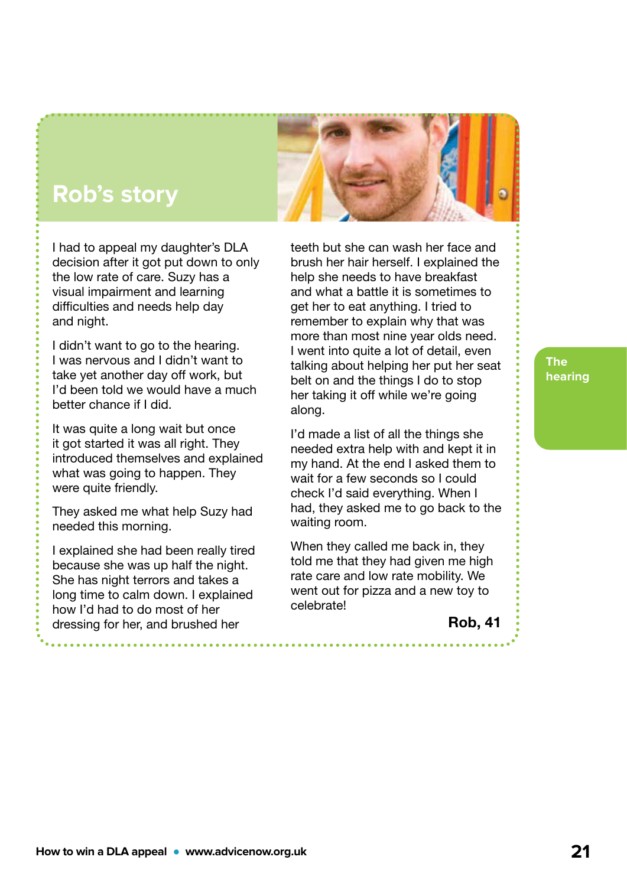## Rob's story

I had to appeal my daughter's DLA decision after it got put down to only the low rate of care. Suzy has a visual impairment and learning difficulties and needs help day and night.

I didn't want to go to the hearing. I was nervous and I didn't want to take yet another day off work, but I'd been told we would have a much better chance if I did.

It was quite a long wait but once it got started it was all right. They introduced themselves and explained what was going to happen. They were quite friendly.

They asked me what help Suzy had needed this morning.

I explained she had been really tired because she was up half the night. She has night terrors and takes a long time to calm down. I explained how I'd had to do most of her dressing for her, and brushed her teeth but she can wash her face and brush her hair herself. I explained the help she needs to have breakfast and what a battle it is sometimes to get her to eat anything. I tried to remember to explain why that was more than most nine year olds need. I went into quite a lot of detail, even talking about helping her put her seat belt on and the things I do to stop her taking it off while we're going along.

I'd made a list of all the things she needed extra help with and kept it in my hand. At the end I asked them to wait for a few seconds so I could check I'd said everything. When I had, they asked me to go back to the waiting room.

When they called me back in, they told me that they had given me high rate care and low rate mobility. We went out for pizza and a new toy to celebrate!

**Rob, 41**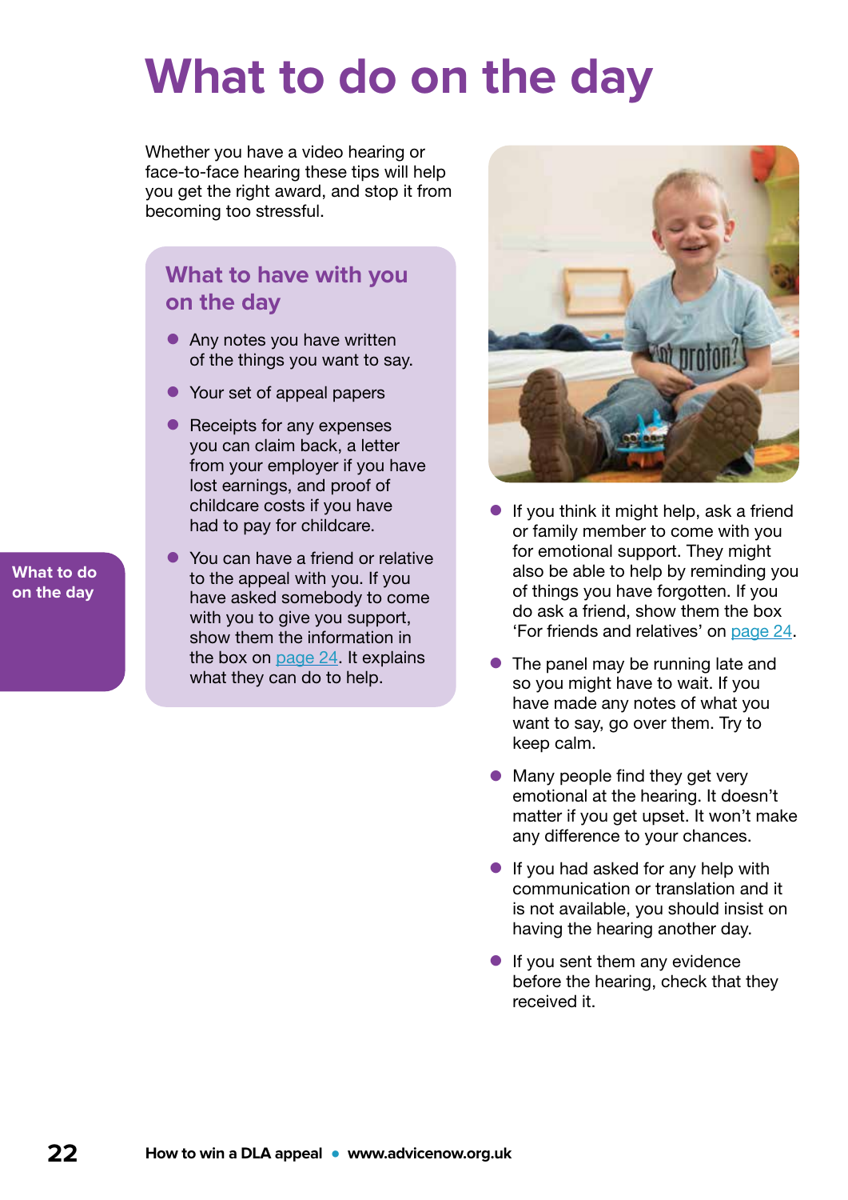# What to do on the day

Whether you have a video hearing or face-to-face hearing these tips will help you get the right award, and stop it from becoming too stressful.

## What to have with you on the day

- Any notes you have written of the things you want to say.
- Your set of appeal papers
- Receipts for any expenses you can claim back, a letter from your employer if you have lost earnings, and proof of childcare costs if you have had to pay for childcare.
- You can have a friend or relative to the appeal with you. If you have asked somebody to come with you to give you support, show them the information in the box on page 24. It explains what they can do to help.

- If you think it might help, ask a friend or family member to come with you for emotional support. They might also be able to help by reminding you of things you have forgotten. If you do ask a friend, show them the box 'For friends and relatives' on page 24.
- The panel may be running late and so you might have to wait. If you have made any notes of what you want to say, go over them. Try to keep calm.
- Many people find they get very emotional at the hearing. It doesn't matter if you get upset. It won't make any difference to your chances.
- If you had asked for any help with communication or translation and it is not available, you should insist on having the hearing another day.
- If you sent them any evidence before the hearing, check that they received it.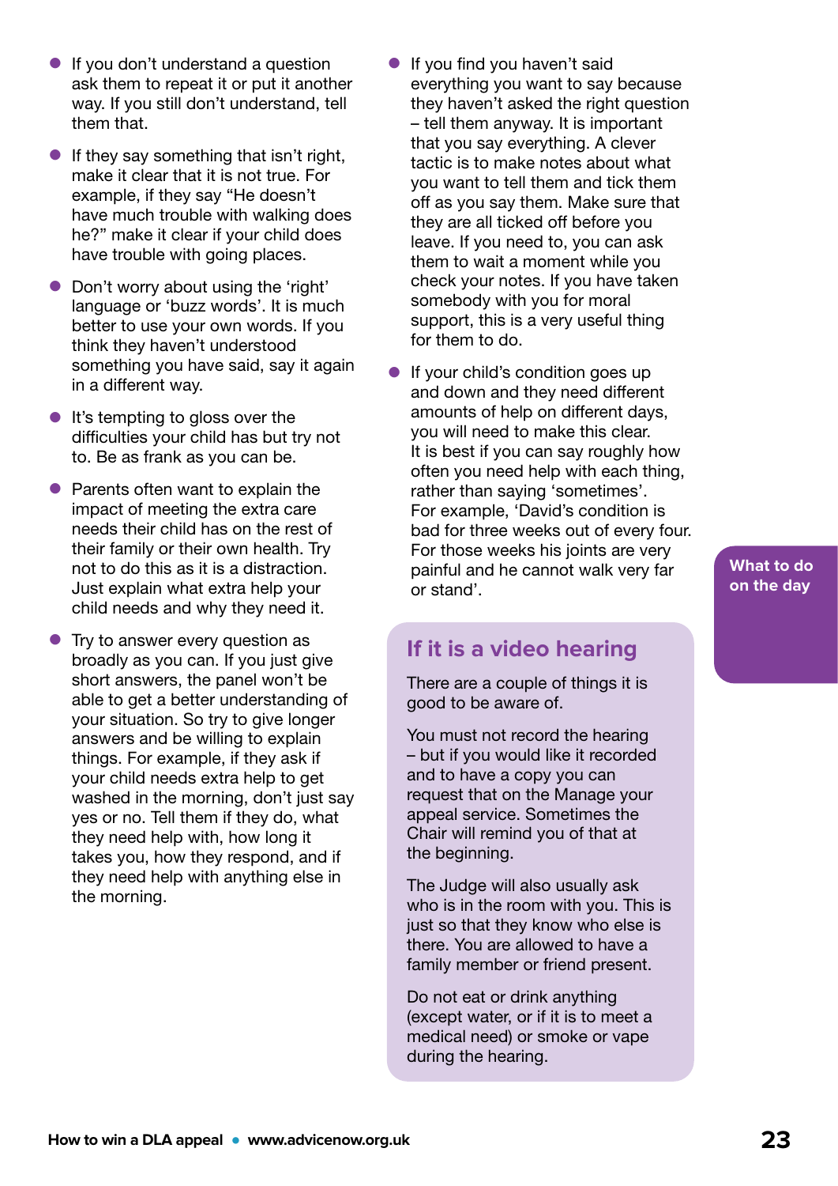- If you don't understand a question ask them to repeat it or put it another way. If you still don't understand, tell them that.
- If they say something that isn't right, make it clear that it is not true. For example, if they say "He doesn't have much trouble with walking does he?" make it clear if your child does have trouble with going places.
- Don't worry about using the 'right' language or 'buzz words'. It is much better to use your own words. If you think they haven't understood something you have said, say it again in a different way.
- It's tempting to gloss over the difficulties your child has but try not to. Be as frank as you can be.
- Parents often want to explain the impact of meeting the extra care needs their child has on the rest of their family or their own health. Try not to do this as it is a distraction. Just explain what extra help your child needs and why they need it.
- Try to answer every question as broadly as you can. If you just give short answers, the panel won't be able to get a better understanding of your situation. So try to give longer answers and be willing to explain things. For example, if they ask if your child needs extra help to get washed in the morning, don't just say yes or no. Tell them if they do, what they need help with, how long it takes you, how they respond, and if they need help with anything else in the morning.
- If you find you haven't said everything you want to say because they haven't asked the right question – tell them anyway. It is important that you say everything. A clever tactic is to make notes about what you want to tell them and tick them off as you say them. Make sure that they are all ticked off before you leave. If you need to, you can ask them to wait a moment while you check your notes. If you have taken somebody with you for moral support, this is a very useful thing for them to do.
- If your child's condition goes up and down and they need different amounts of help on different days, you will need to make this clear. It is best if you can say roughly how often you need help with each thing, rather than saying 'sometimes'. For example, 'David's condition is bad for three weeks out of every four. For those weeks his joints are very painful and he cannot walk very far or stand'.

## If it is a video hearing

There are a couple of things it is good to be aware of.

You must not record the hearing – but if you would like it recorded and to have a copy you can request that on the Manage your appeal service. Sometimes the Chair will remind you of that at the beginning.

The Judge will also usually ask who is in the room with you. This is just so that they know who else is there. You are allowed to have a family member or friend present.

Do not eat or drink anything (except water, or if it is to meet a medical need) or smoke or vape during the hearing.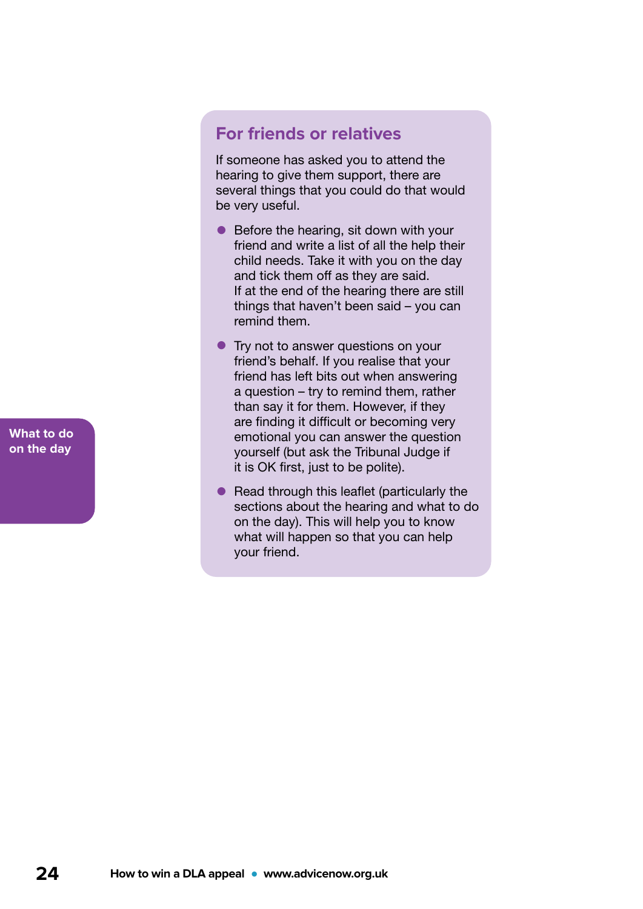## For friends or relatives

If someone has asked you to attend the hearing to give them support, there are several things that you could do that would be very useful.

- Before the hearing, sit down with your friend and write a list of all the help their child needs. Take it with you on the day and tick them off as they are said. If at the end of the hearing there are still things that haven't been said – you can remind them.
- Try not to answer questions on your friend's behalf. If you realise that your friend has left bits out when answering a question – try to remind them, rather than say it for them. However, if they are finding it difficult or becoming very emotional you can answer the question yourself (but ask the Tribunal Judge if it is OK first, just to be polite).
- Read through this leaflet (particularly the sections about the hearing and what to do on the day). This will help you to know what will happen so that you can help your friend.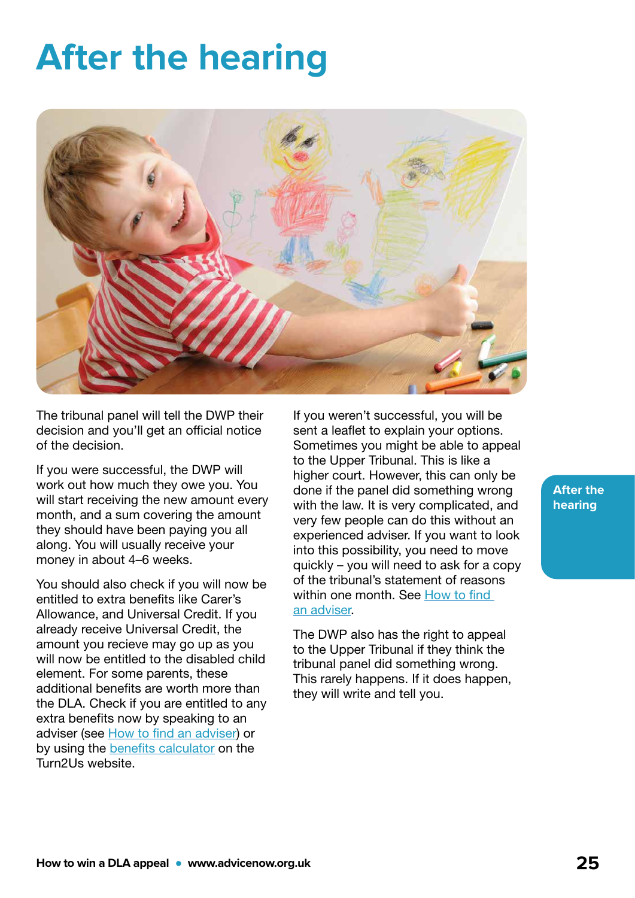# After the hearing

The tribunal panel will tell the DWP their decision and you'll get an official notice of the decision.

If you were successful, the DWP will work out how much they owe you. You will start receiving the new amount every month, and a sum covering the amount they should have been paying you all along. You will usually receive your money in about 4–6 weeks.

You should also check if you will now be entitled to extra benefits like Carer's Allowance, and Universal Credit. If you already receive Universal Credit, the amount you recieve may go up as you will now be entitled to the disabled child element. For some parents, these additional benefits are worth more than the DLA. Check if you are entitled to any extra benefits now by speaking to an adviser (see How to find an adviser) or by using the benefits calculator on the Turn2Us website.

If you weren't successful, you will be sent a leaflet to explain your options. Sometimes you might be able to appeal to the Upper Tribunal. This is like a higher court. However, this can only be done if the panel did something wrong with the law. It is very complicated, and very few people can do this without an experienced adviser. If you want to look into this possibility, you need to move quickly – you will need to ask for a copy of the tribunal's statement of reasons within one month. See How to find an adviser.

The DWP also has the right to appeal to the Upper Tribunal if they think the tribunal panel did something wrong. This rarely happens. If it does happen, they will write and tell you.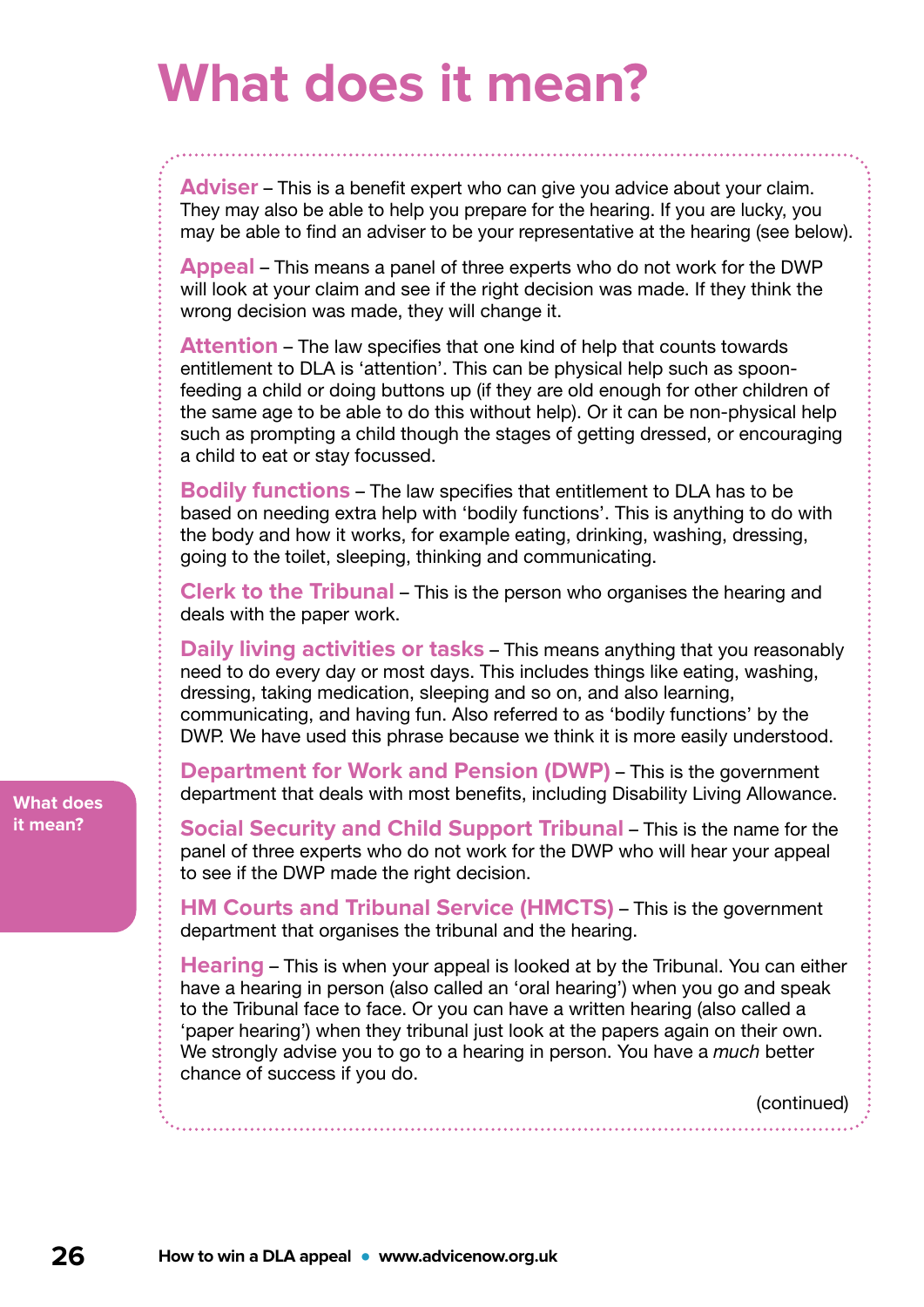# What does it mean?

**Adviser** – This is a benefit expert who can give you advice about your claim. They may also be able to help you prepare for the hearing. If you are lucky, you may be able to find an adviser to be your representative at the hearing (see below).

**Appeal** – This means a panel of three experts who do not work for the DWP will look at your claim and see if the right decision was made. If they think the wrong decision was made, they will change it.

**Attention** – The law specifies that one kind of help that counts towards entitlement to DLA is 'attention'. This can be physical help such as spoon-feeding a child or doing buttons up (if they are old enough for other children of the same age to be able to do this without help). Or it can be non-physical help such as prompting a child though the stages of getting dressed, or encouraging a child to eat or stay focussed.

**Bodily functions** – The law specifies that entitlement to DLA has to be based on needing extra help with 'bodily functions'. This is anything to do with the body and how it works, for example eating, drinking, washing, dressing, going to the toilet, sleeping, thinking and communicating.

**Clerk to the Tribunal** – This is the person who organises the hearing and deals with the paper work.

**Daily living activities or tasks** – This means anything that you reasonably need to do every day or most days. This includes things like eating, washing, dressing, taking medication, sleeping and so on, and also learning, communicating, and having fun. Also referred to as 'bodily functions' by the DWP. We have used this phrase because we think it is more easily understood.

**Department for Work and Pension (DWP)** – This is the government department that deals with most benefits, including Disability Living Allowance.

**Social Security and Child Support Tribunal** – This is the name for the panel of three experts who do not work for the DWP who will hear your appeal to see if the DWP made the right decision.

**HM Courts and Tribunal Service (HMCTS)** – This is the government department that organises the tribunal and the hearing.

**Hearing** – This is when your appeal is looked at by the Tribunal. You can either have a hearing in person (also called an 'oral hearing') when you go and speak to the Tribunal face to face. Or you can have a written hearing (also called a 'paper hearing') when they tribunal just look at the papers again on their own. We strongly advise you to go to a hearing in person. You have a *much* better chance of success if you do.

(continued)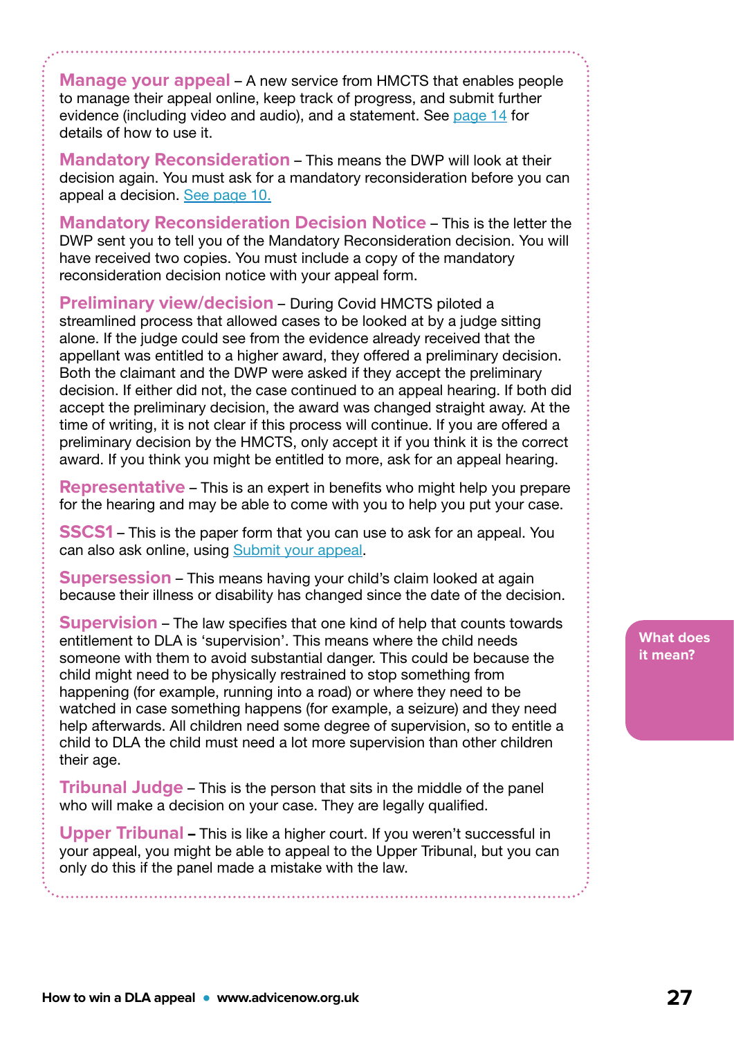**Manage your appeal** – A new service from HMCTS that enables people to manage their appeal online, keep track of progress, and submit further evidence (including video and audio), and a statement. See page 14 for details of how to use it.

**Mandatory Reconsideration** – This means the DWP will look at their decision again. You must ask for a mandatory reconsideration before you can appeal a decision. See page 10.

**Mandatory Reconsideration Decision Notice** – This is the letter the DWP sent you to tell you of the Mandatory Reconsideration decision. You will have received two copies. You must include a copy of the mandatory reconsideration decision notice with your appeal form.

**Preliminary view/decision** – During Covid HMCTS piloted a streamlined process that allowed cases to be looked at by a judge sitting alone. If the judge could see from the evidence already received that the appellant was entitled to a higher award, they offered a preliminary decision. Both the claimant and the DWP were asked if they accept the preliminary decision. If either did not, the case continued to an appeal hearing. If both did accept the preliminary decision, the award was changed straight away. At the time of writing, it is not clear if this process will continue. If you are offered a preliminary decision by the HMCTS, only accept it if you think it is the correct award. If you think you might be entitled to more, ask for an appeal hearing.

**Representative** – This is an expert in benefits who might help you prepare for the hearing and may be able to come with you to help you put your case.

**SSCS1** – This is the paper form that you can use to ask for an appeal. You can also ask online, using Submit your appeal.

**Supersession** – This means having your child's claim looked at again because their illness or disability has changed since the date of the decision.

**Supervision** – The law specifies that one kind of help that counts towards entitlement to DLA is 'supervision'. This means where the child needs someone with them to avoid substantial danger. This could be because the child might need to be physically restrained to stop something from happening (for example, running into a road) or where they need to be watched in case something happens (for example, a seizure) and they need help afterwards. All children need some degree of supervision, so to entitle a child to DLA the child must need a lot more supervision than other children their age.

**Tribunal Judge** – This is the person that sits in the middle of the panel who will make a decision on your case. They are legally qualified.

**Upper Tribunal** – This is like a higher court. If you weren't successful in your appeal, you might be able to appeal to the Upper Tribunal, but you can only do this if the panel made a mistake with the law.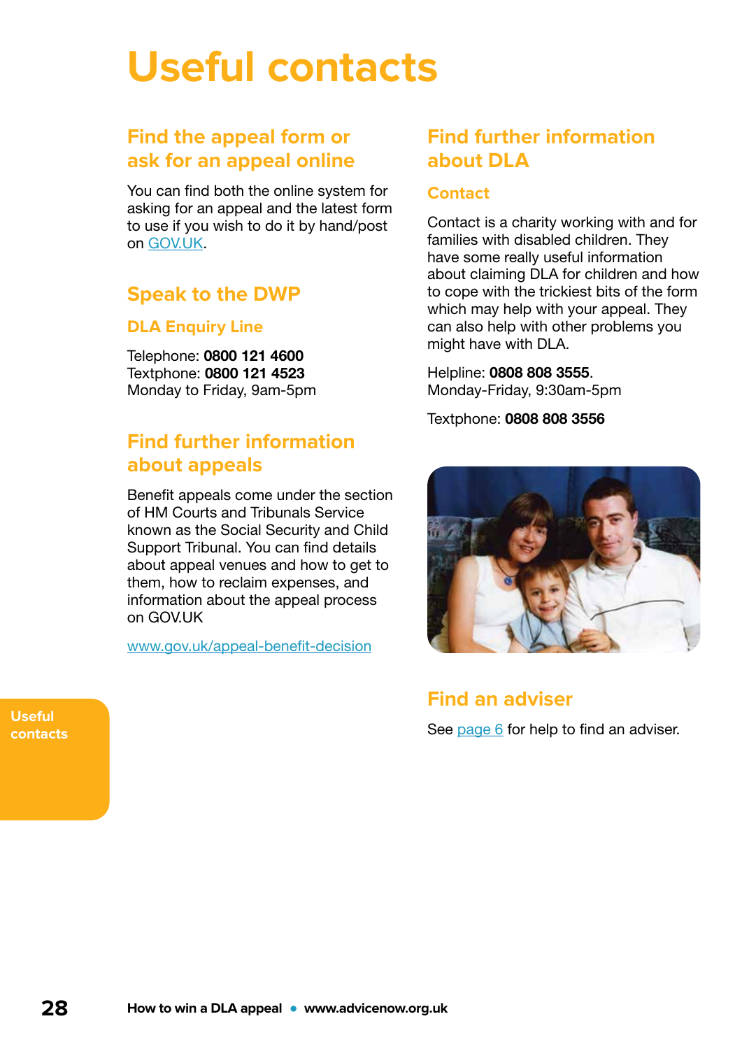# Useful contacts

## Find the appeal form or ask for an appeal online

You can find both the online system for asking for an appeal and the latest form to use if you wish to do it by hand/post on GOV.UK.

## Speak to the DWP

### DLA Enquiry Line

Telephone: **0800 121 4600**
Textphone: **0800 121 4523**
Monday to Friday, 9am-5pm

## Find further information about appeals

Benefit appeals come under the section of HM Courts and Tribunals Service known as the Social Security and Child Support Tribunal. You can find details about appeal venues and how to get to them, how to reclaim expenses, and information about the appeal process on GOV.UK

www.gov.uk/appeal-benefit-decision

## Find further information about DLA

### Contact

Contact is a charity working with and for families with disabled children. They have some really useful information about claiming DLA for children and how to cope with the trickiest bits of the form which may help with your appeal. They can also help with other problems you might have with DLA.

Helpline: **0808 808 3555**.
Monday-Friday, 9:30am-5pm

Textphone: **0808 808 3556**

## Find an adviser

See page 6 for help to find an adviser.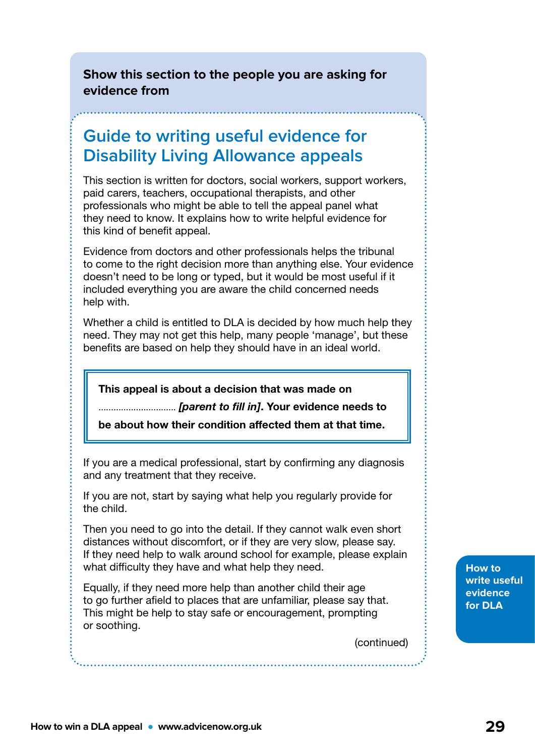**Show this section to the people you are asking for evidence from**

## Guide to writing useful evidence for Disability Living Allowance appeals

This section is written for doctors, social workers, support workers, paid carers, teachers, occupational therapists, and other professionals who might be able to tell the appeal panel what they need to know. It explains how to write helpful evidence for this kind of benefit appeal.

Evidence from doctors and other professionals helps the tribunal to come to the right decision more than anything else. Your evidence doesn't need to be long or typed, but it would be most useful if it included everything you are aware the child concerned needs help with.

Whether a child is entitled to DLA is decided by how much help they need. They may not get this help, many people 'manage', but these benefits are based on help they should have in an ideal world.

> **This appeal is about a decision that was made on ............................. *[parent to fill in]*. Your evidence needs to be about how their condition affected them at that time.**

If you are a medical professional, start by confirming any diagnosis and any treatment that they receive.

If you are not, start by saying what help you regularly provide for the child.

Then you need to go into the detail. If they cannot walk even short distances without discomfort, or if they are very slow, please say. If they need help to walk around school for example, please explain what difficulty they have and what help they need.

Equally, if they need more help than another child their age to go further afield to places that are unfamiliar, please say that. This might be help to stay safe or encouragement, prompting or soothing.

(continued)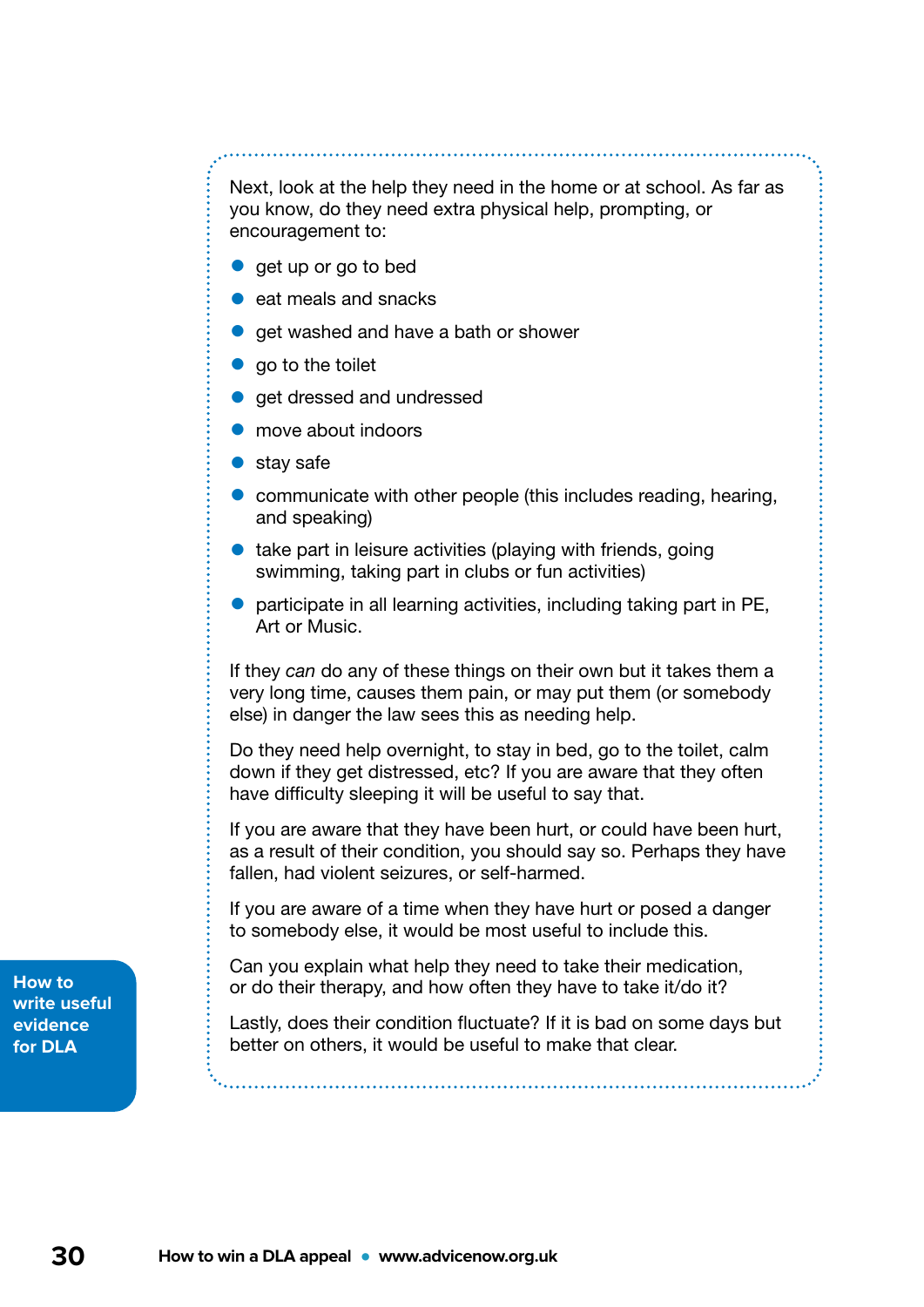Next, look at the help they need in the home or at school. As far as you know, do they need extra physical help, prompting, or encouragement to:

- get up or go to bed
- eat meals and snacks
- get washed and have a bath or shower
- go to the toilet
- get dressed and undressed
- move about indoors
- stay safe
- communicate with other people (this includes reading, hearing, and speaking)
- take part in leisure activities (playing with friends, going swimming, taking part in clubs or fun activities)
- participate in all learning activities, including taking part in PE, Art or Music.

If they *can* do any of these things on their own but it takes them a very long time, causes them pain, or may put them (or somebody else) in danger the law sees this as needing help.

Do they need help overnight, to stay in bed, go to the toilet, calm down if they get distressed, etc? If you are aware that they often have difficulty sleeping it will be useful to say that.

If you are aware that they have been hurt, or could have been hurt, as a result of their condition, you should say so. Perhaps they have fallen, had violent seizures, or self-harmed.

If you are aware of a time when they have hurt or posed a danger to somebody else, it would be most useful to include this.

Can you explain what help they need to take their medication, or do their therapy, and how often they have to take it/do it?

Lastly, does their condition fluctuate? If it is bad on some days but better on others, it would be useful to make that clear.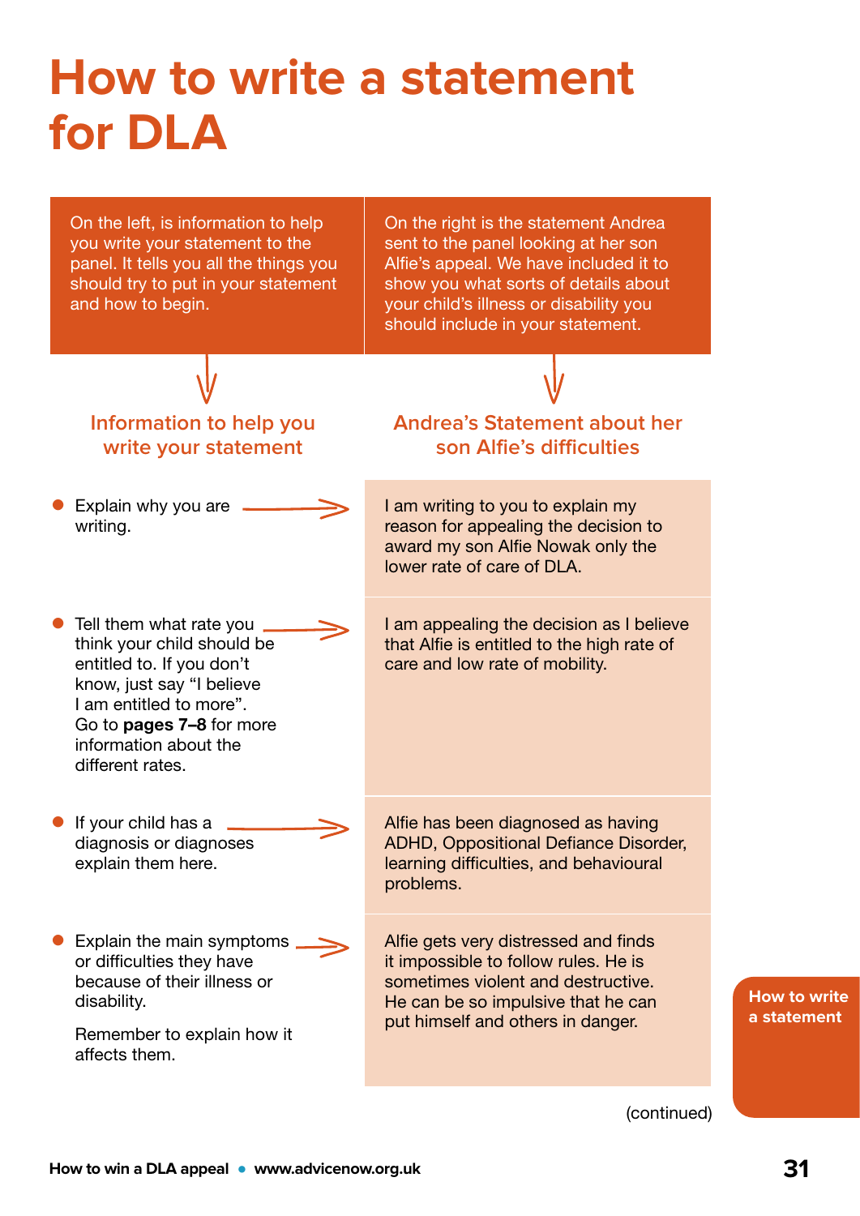# How to write a statement for DLA

On the left, is information to help you write your statement to the panel. It tells you all the things you should try to put in your statement and how to begin.

On the right is the statement Andrea sent to the panel looking at her son Alfie's appeal. We have included it to show you what sorts of details about your child's illness or disability you should include in your statement.

| Information to help you write your statement | Andrea's Statement about her son Alfie's difficulties |
|---|---|
| Explain why you are writing. | I am writing to you to explain my reason for appealing the decision to award my son Alfie Nowak only the lower rate of care of DLA. |
| Tell them what rate you think your child should be entitled to. If you don't know, just say "I believe I am entitled to more". Go to **pages 7–8** for more information about the different rates. | I am appealing the decision as I believe that Alfie is entitled to the high rate of care and low rate of mobility. |
| If your child has a diagnosis or diagnoses explain them here. | Alfie has been diagnosed as having ADHD, Oppositional Defiance Disorder, learning difficulties, and behavioural problems. |
| Explain the main symptoms or difficulties they have because of their illness or disability. Remember to explain how it affects them. | Alfie gets very distressed and finds it impossible to follow rules. He is sometimes violent and destructive. He can be so impulsive that he can put himself and others in danger. |

(continued)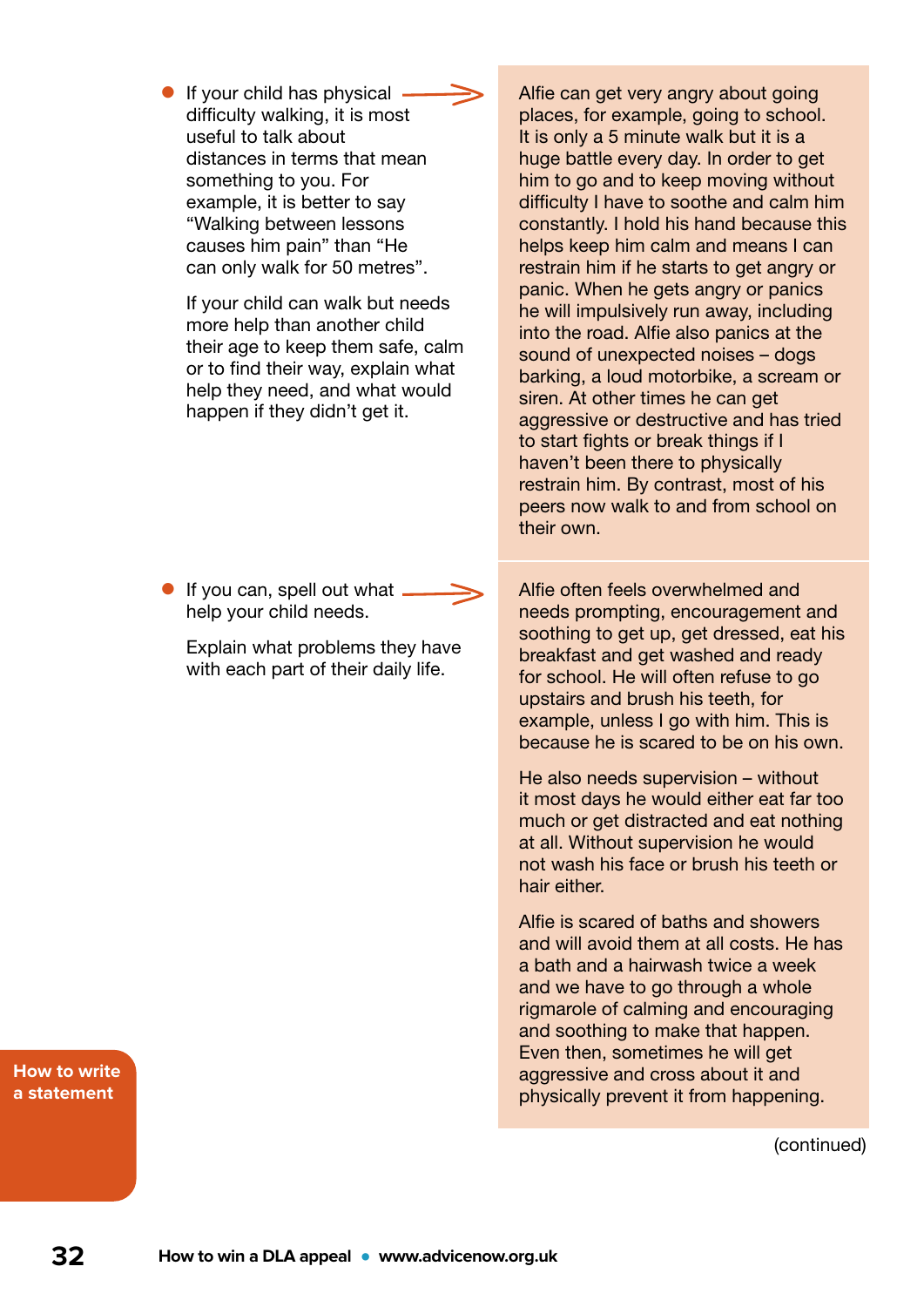- If your child has physical difficulty walking, it is most useful to talk about distances in terms that mean something to you. For example, it is better to say "Walking between lessons causes him pain" than "He can only walk for 50 metres".

  If your child can walk but needs more help than another child their age to keep them safe, calm or to find their way, explain what help they need, and what would happen if they didn't get it.

> Alfie can get very angry about going places, for example, going to school. It is only a 5 minute walk but it is a huge battle every day. In order to get him to go and to keep moving without difficulty I have to soothe and calm him constantly. I hold his hand because this helps keep him calm and means I can restrain him if he starts to get angry or panic. When he gets angry or panics he will impulsively run away, including into the road. Alfie also panics at the sound of unexpected noises – dogs barking, a loud motorbike, a scream or siren. At other times he can get aggressive or destructive and has tried to start fights or break things if I haven't been there to physically restrain him. By contrast, most of his peers now walk to and from school on their own.

- If you can, spell out what help your child needs.

  Explain what problems they have with each part of their daily life.

> Alfie often feels overwhelmed and needs prompting, encouragement and soothing to get up, get dressed, eat his breakfast and get washed and ready for school. He will often refuse to go upstairs and brush his teeth, for example, unless I go with him. This is because he is scared to be on his own.
>
> He also needs supervision – without it most days he would either eat far too much or get distracted and eat nothing at all. Without supervision he would not wash his face or brush his teeth or hair either.
>
> Alfie is scared of baths and showers and will avoid them at all costs. He has a bath and a hairwash twice a week and we have to go through a whole rigmarole of calming and encouraging and soothing to make that happen. Even then, sometimes he will get aggressive and cross about it and physically prevent it from happening.

(continued)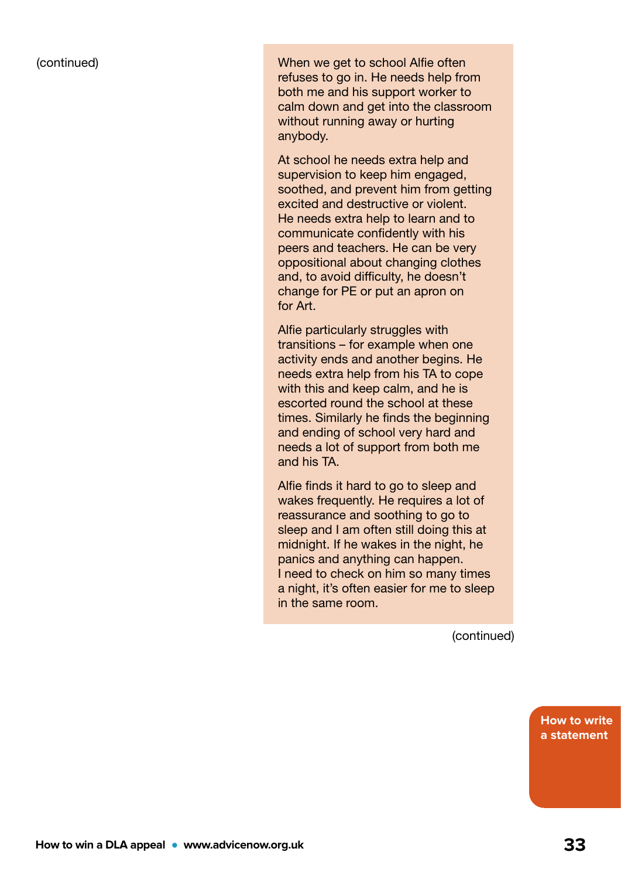(continued)

When we get to school Alfie often refuses to go in. He needs help from both me and his support worker to calm down and get into the classroom without running away or hurting anybody.

At school he needs extra help and supervision to keep him engaged, soothed, and prevent him from getting excited and destructive or violent. He needs extra help to learn and to communicate confidently with his peers and teachers. He can be very oppositional about changing clothes and, to avoid difficulty, he doesn't change for PE or put an apron on for Art.

Alfie particularly struggles with transitions – for example when one activity ends and another begins. He needs extra help from his TA to cope with this and keep calm, and he is escorted round the school at these times. Similarly he finds the beginning and ending of school very hard and needs a lot of support from both me and his TA.

Alfie finds it hard to go to sleep and wakes frequently. He requires a lot of reassurance and soothing to go to sleep and I am often still doing this at midnight. If he wakes in the night, he panics and anything can happen. I need to check on him so many times a night, it's often easier for me to sleep in the same room.

(continued)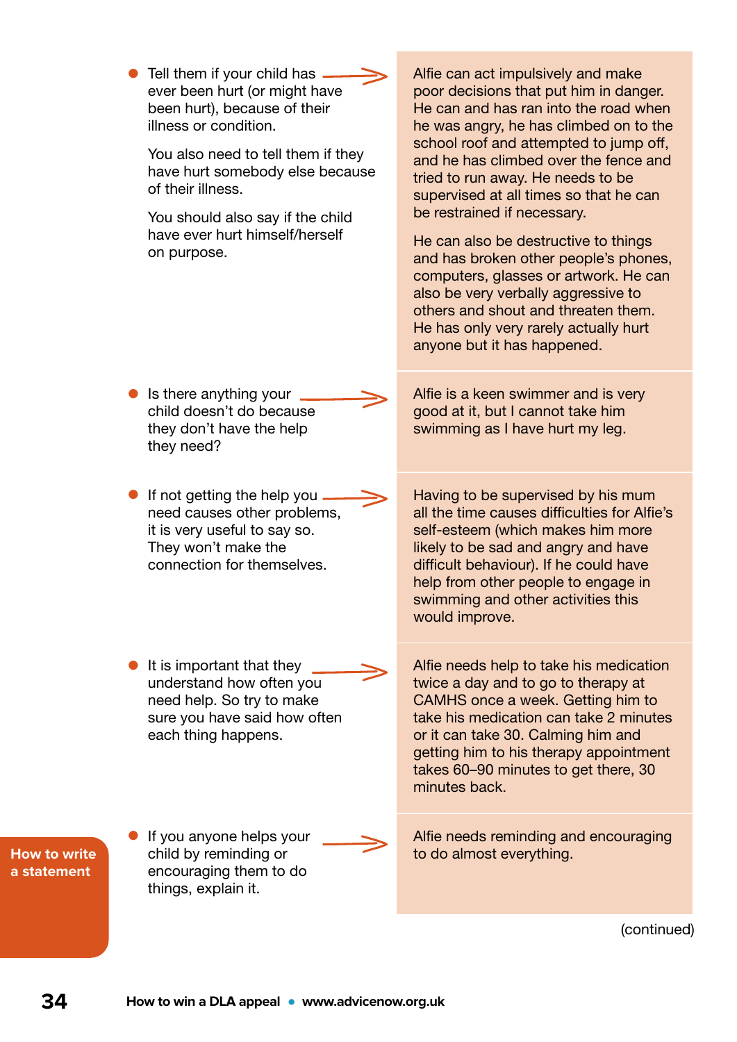| | |
|---|---|
| Tell them if your child has ever been hurt (or might have been hurt), because of their illness or condition.<br><br>You also need to tell them if they have hurt somebody else because of their illness.<br><br>You should also say if the child have ever hurt himself/herself on purpose. | Alfie can act impulsively and make poor decisions that put him in danger. He can and has ran into the road when he was angry, he has climbed on to the school roof and attempted to jump off, and he has climbed over the fence and tried to run away. He needs to be supervised at all times so that he can be restrained if necessary.<br><br>He can also be destructive to things and has broken other people's phones, computers, glasses or artwork. He can also be very verbally aggressive to others and shout and threaten them. He has only very rarely actually hurt anyone but it has happened. |
| Is there anything your child doesn't do because they don't have the help they need? | Alfie is a keen swimmer and is very good at it, but I cannot take him swimming as I have hurt my leg. |
| If not getting the help you need causes other problems, it is very useful to say so. They won't make the connection for themselves. | Having to be supervised by his mum all the time causes difficulties for Alfie's self-esteem (which makes him more likely to be sad and angry and have difficult behaviour). If he could have help from other people to engage in swimming and other activities this would improve. |
| It is important that they understand how often you need help. So try to make sure you have said how often each thing happens. | Alfie needs help to take his medication twice a day and to go to therapy at CAMHS once a week. Getting him to take his medication can take 2 minutes or it can take 30. Calming him and getting him to his therapy appointment takes 60–90 minutes to get there, 30 minutes back. |
| If you anyone helps your child by reminding or encouraging them to do things, explain it. | Alfie needs reminding and encouraging to do almost everything. |

(continued)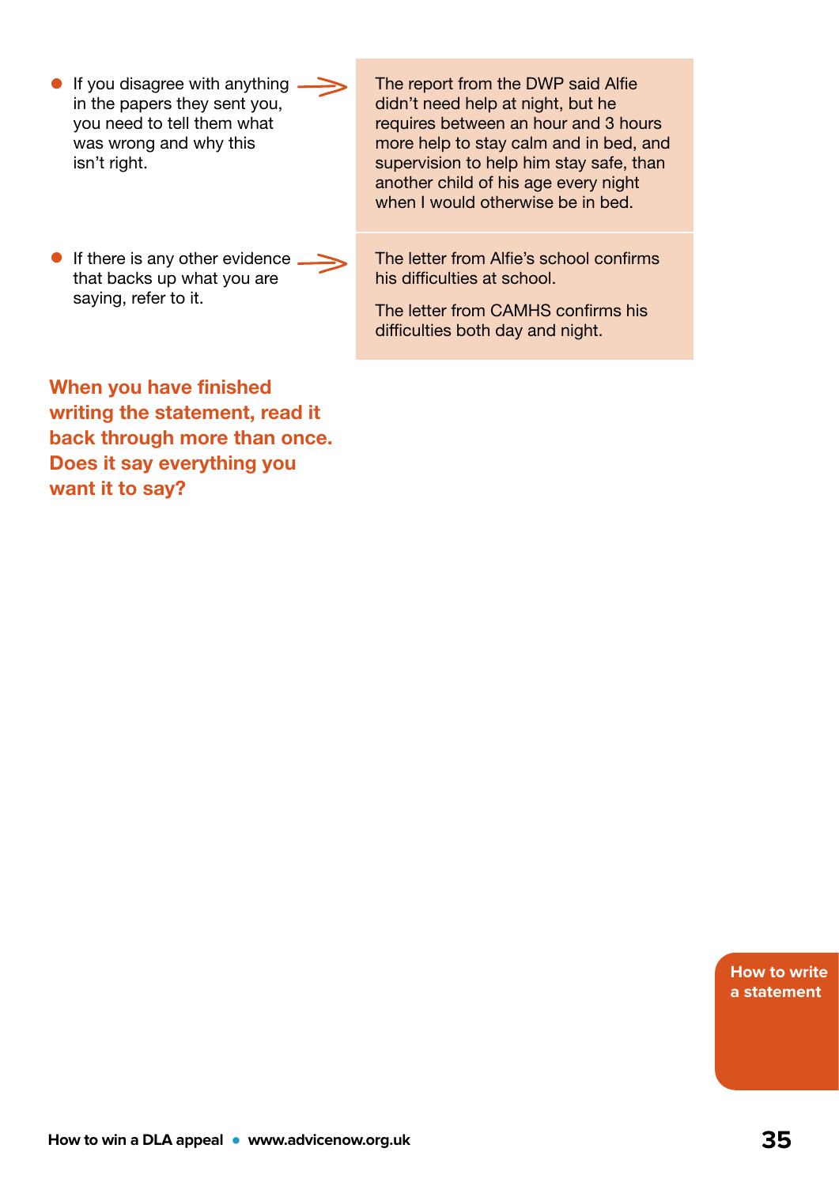- If you disagree with anything in the papers they sent you, you need to tell them what was wrong and why this isn't right.

> The report from the DWP said Alfie didn't need help at night, but he requires between an hour and 3 hours more help to stay calm and in bed, and supervision to help him stay safe, than another child of his age every night when I would otherwise be in bed.

- If there is any other evidence that backs up what you are saying, refer to it.

> The letter from Alfie's school confirms his difficulties at school.
>
> The letter from CAMHS confirms his difficulties both day and night.

**When you have finished writing the statement, read it back through more than once. Does it say everything you want it to say?**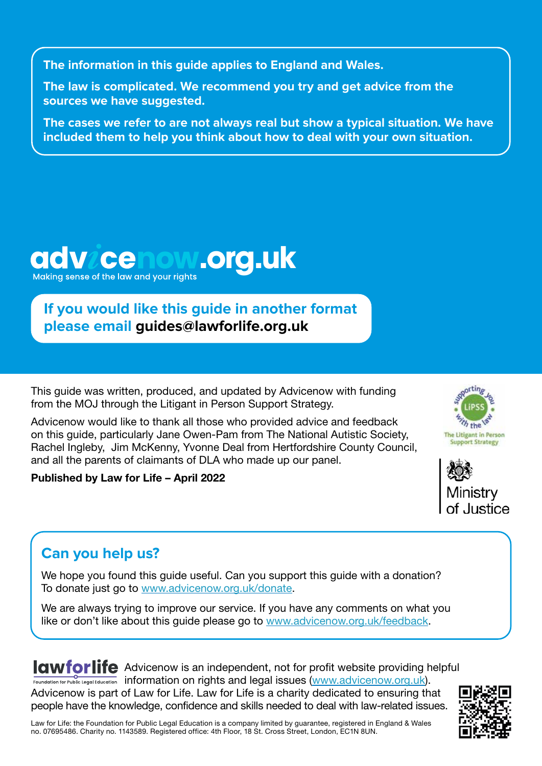**The information in this guide applies to England and Wales.**

**The law is complicated. We recommend you try and get advice from the sources we have suggested.**

**The cases we refer to are not always real but show a typical situation. We have included them to help you think about how to deal with your own situation.**

advicenow.org.uk

Making sense of the law and your rights

**If you would like this guide in another format please email guides@lawforlife.org.uk**

This guide was written, produced, and updated by Advicenow with funding from the MOJ through the Litigant in Person Support Strategy.

Advicenow would like to thank all those who provided advice and feedback on this guide, particularly Jane Owen-Pam from The National Autistic Society, Rachel Ingleby, Jim McKenny, Yvonne Deal from Hertfordshire County Council, and all the parents of claimants of DLA who made up our panel.

**Published by Law for Life – April 2022**

supporting you with the law LiPSS The Litigant in Person Support Strategy

Ministry of Justice

## Can you help us?

We hope you found this guide useful. Can you support this guide with a donation? To donate just go to www.advicenow.org.uk/donate.

We are always trying to improve our service. If you have any comments on what you like or don't like about this guide please go to www.advicenow.org.uk/feedback.

lawforlife Foundation for Public Legal Education

Advicenow is an independent, not for profit website providing helpful information on rights and legal issues (www.advicenow.org.uk). Advicenow is part of Law for Life. Law for Life is a charity dedicated to ensuring that people have the knowledge, confidence and skills needed to deal with law-related issues.

Law for Life: the Foundation for Public Legal Education is a company limited by guarantee, registered in England & Wales no. 07695486. Charity no. 1143589. Registered office: 4th Floor, 18 St. Cross Street, London, EC1N 8UN.